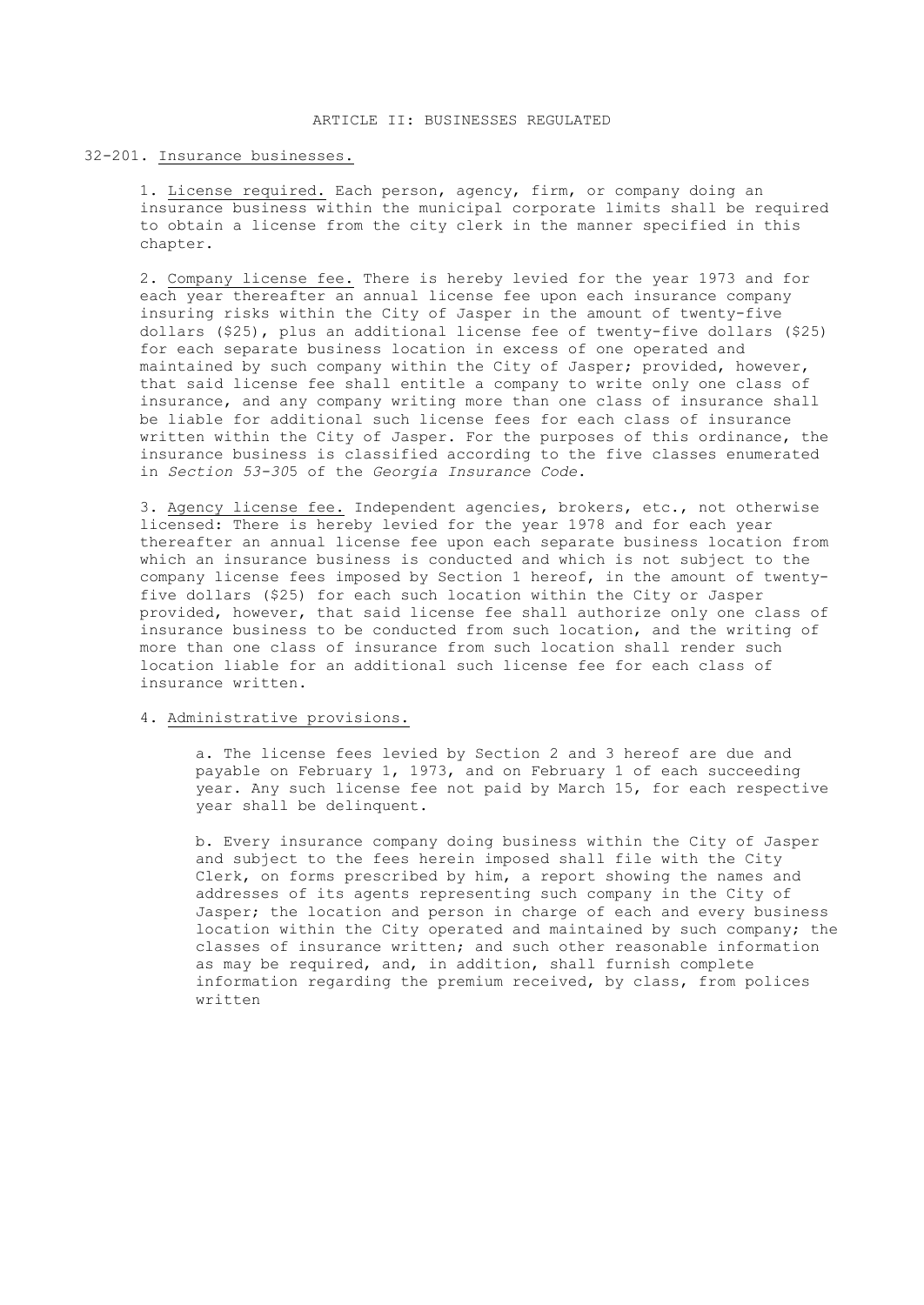## ARTICLE II: BUSINESSES REGULATED

### 32-201. Insurance businesses.

1. License required. Each person, agency, firm, or company doing an insurance business within the municipal corporate limits shall be required to obtain a license from the city clerk in the manner specified in this chapter.

2. Company license fee. There is hereby levied for the year 1973 and for each year thereafter an annual license fee upon each insurance company insuring risks within the City of Jasper in the amount of twenty-five dollars ($25), plus an additional license fee of twenty-five dollars ($25) for each separate business location in excess of one operated and maintained by such company within the City of Jasper; provided, however, that said license fee shall entitle a company to write only one class of insurance, and any company writing more than one class of insurance shall be liable for additional such license fees for each class of insurance written within the City of Jasper. For the purposes of this ordinance, the insurance business is classified according to the five classes enumerated in *Section 53-30*5 of the *Georgia Insurance Code*.

3. Agency license fee. Independent agencies, brokers, etc., not otherwise licensed: There is hereby levied for the year 1978 and for each year thereafter an annual license fee upon each separate business location from which an insurance business is conducted and which is not subject to the company license fees imposed by Section 1 hereof, in the amount of twenty-five dollars ($25) for each such location within the City or Jasper provided, however, that said license fee shall authorize only one class of insurance business to be conducted from such location, and the writing of more than one class of insurance from such location shall render such location liable for an additional such license fee for each class of insurance written.

4. Administrative provisions.

   a. The license fees levied by Section 2 and 3 hereof are due and payable on February 1, 1973, and on February 1 of each succeeding year. Any such license fee not paid by March 15, for each respective year shall be delinquent.

   b. Every insurance company doing business within the City of Jasper and subject to the fees herein imposed shall file with the City Clerk, on forms prescribed by him, a report showing the names and addresses of its agents representing such company in the City of Jasper; the location and person in charge of each and every business location within the City operated and maintained by such company; the classes of insurance written; and such other reasonable information as may be required, and, in addition, shall furnish complete information regarding the premium received, by class, from polices written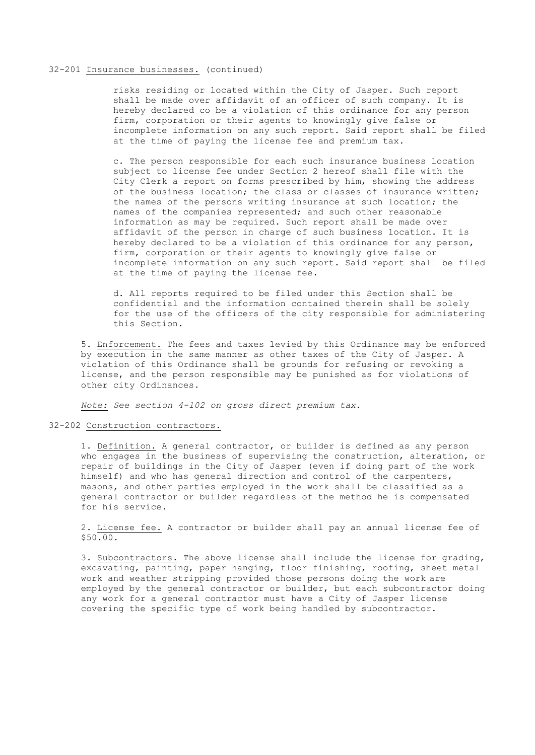32-201 Insurance businesses. (continued)

risks residing or located within the City of Jasper. Such report shall be made over affidavit of an officer of such company. It is hereby declared co be a violation of this ordinance for any person firm, corporation or their agents to knowingly give false or incomplete information on any such report. Said report shall be filed at the time of paying the license fee and premium tax.

c. The person responsible for each such insurance business location subject to license fee under Section 2 hereof shall file with the City Clerk a report on forms prescribed by him, showing the address of the business location; the class or classes of insurance written; the names of the persons writing insurance at such location; the names of the companies represented; and such other reasonable information as may be required. Such report shall be made over affidavit of the person in charge of such business location. It is hereby declared to be a violation of this ordinance for any person, firm, corporation or their agents to knowingly give false or incomplete information on any such report. Said report shall be filed at the time of paying the license fee.

d. All reports required to be filed under this Section shall be confidential and the information contained therein shall be solely for the use of the officers of the city responsible for administering this Section.

5. Enforcement. The fees and taxes levied by this Ordinance may be enforced by execution in the same manner as other taxes of the City of Jasper. A violation of this Ordinance shall be grounds for refusing or revoking a license, and the person responsible may be punished as for violations of other city Ordinances.

*Note: See section 4-102 on gross direct premium tax.*

32-202 Construction contractors.

1. Definition. A general contractor, or builder is defined as any person who engages in the business of supervising the construction, alteration, or repair of buildings in the City of Jasper (even if doing part of the work himself) and who has general direction and control of the carpenters, masons, and other parties employed in the work shall be classified as a general contractor or builder regardless of the method he is compensated for his service.

2. License fee. A contractor or builder shall pay an annual license fee of $50.00.

3. Subcontractors. The above license shall include the license for grading, excavating, painting, paper hanging, floor finishing, roofing, sheet metal work and weather stripping provided those persons doing the work are employed by the general contractor or builder, but each subcontractor doing any work for a general contractor must have a City of Jasper license covering the specific type of work being handled by subcontractor.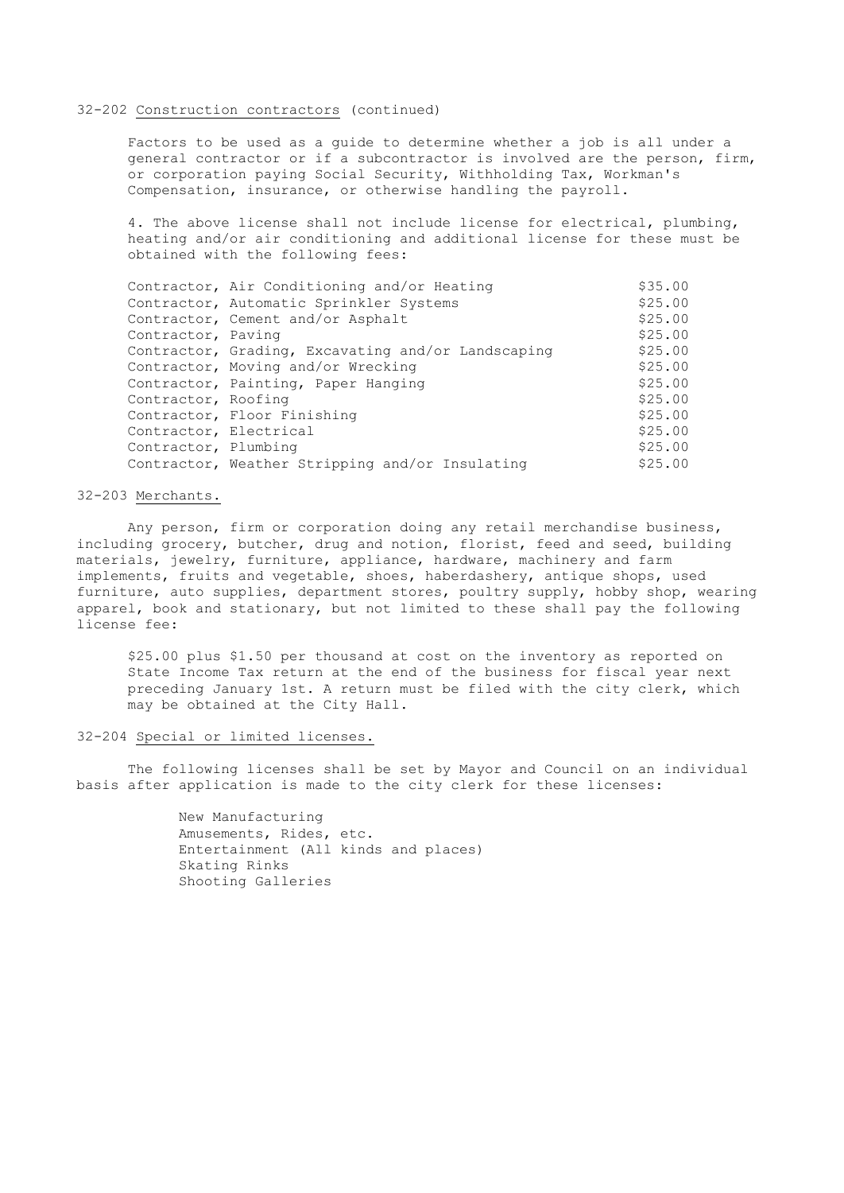32-202 Construction contractors (continued)

Factors to be used as a guide to determine whether a job is all under a general contractor or if a subcontractor is involved are the person, firm, or corporation paying Social Security, Withholding Tax, Workman's Compensation, insurance, or otherwise handling the payroll.

4. The above license shall not include license for electrical, plumbing, heating and/or air conditioning and additional license for these must be obtained with the following fees:

| | |
|---|---|
| Contractor, Air Conditioning and/or Heating | $35.00 |
| Contractor, Automatic Sprinkler Systems | $25.00 |
| Contractor, Cement and/or Asphalt | $25.00 |
| Contractor, Paving | $25.00 |
| Contractor, Grading, Excavating and/or Landscaping | $25.00 |
| Contractor, Moving and/or Wrecking | $25.00 |
| Contractor, Painting, Paper Hanging | $25.00 |
| Contractor, Roofing | $25.00 |
| Contractor, Floor Finishing | $25.00 |
| Contractor, Electrical | $25.00 |
| Contractor, Plumbing | $25.00 |
| Contractor, Weather Stripping and/or Insulating | $25.00 |

32-203 Merchants.

Any person, firm or corporation doing any retail merchandise business, including grocery, butcher, drug and notion, florist, feed and seed, building materials, jewelry, furniture, appliance, hardware, machinery and farm implements, fruits and vegetable, shoes, haberdashery, antique shops, used furniture, auto supplies, department stores, poultry supply, hobby shop, wearing apparel, book and stationary, but not limited to these shall pay the following license fee:

$25.00 plus $1.50 per thousand at cost on the inventory as reported on State Income Tax return at the end of the business for fiscal year next preceding January 1st. A return must be filed with the city clerk, which may be obtained at the City Hall.

32-204 Special or limited licenses.

The following licenses shall be set by Mayor and Council on an individual basis after application is made to the city clerk for these licenses:

New Manufacturing
Amusements, Rides, etc.
Entertainment (All kinds and places)
Skating Rinks
Shooting Galleries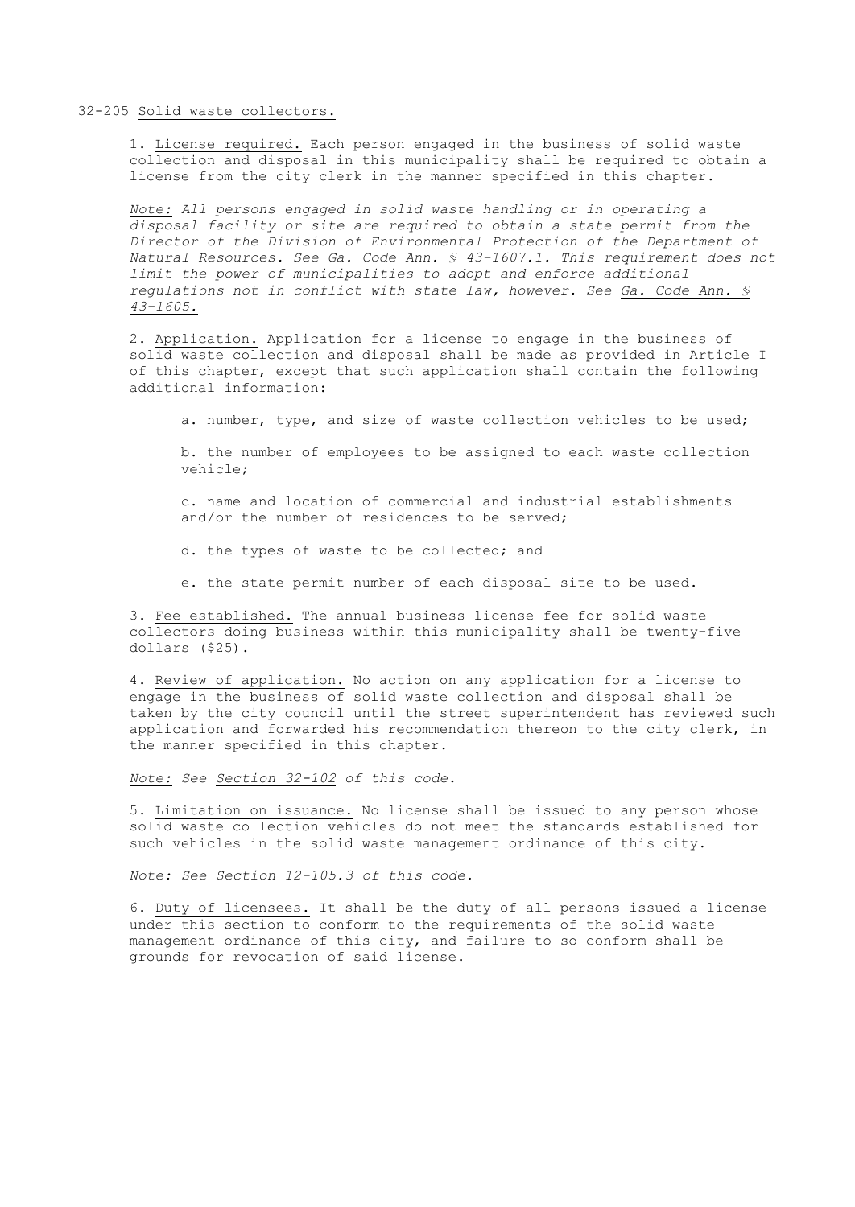32-205 Solid waste collectors.

1. License required. Each person engaged in the business of solid waste collection and disposal in this municipality shall be required to obtain a license from the city clerk in the manner specified in this chapter.

*Note: All persons engaged in solid waste handling or in operating a disposal facility or site are required to obtain a state permit from the Director of the Division of Environmental Protection of the Department of Natural Resources. See Ga. Code Ann. § 43-1607.1. This requirement does not limit the power of municipalities to adopt and enforce additional regulations not in conflict with state law, however. See Ga. Code Ann. § 43-1605.*

2. Application. Application for a license to engage in the business of solid waste collection and disposal shall be made as provided in Article I of this chapter, except that such application shall contain the following additional information:

a. number, type, and size of waste collection vehicles to be used;

b. the number of employees to be assigned to each waste collection vehicle;

c. name and location of commercial and industrial establishments and/or the number of residences to be served;

d. the types of waste to be collected; and

e. the state permit number of each disposal site to be used.

3. Fee established. The annual business license fee for solid waste collectors doing business within this municipality shall be twenty-five dollars ($25).

4. Review of application. No action on any application for a license to engage in the business of solid waste collection and disposal shall be taken by the city council until the street superintendent has reviewed such application and forwarded his recommendation thereon to the city clerk, in the manner specified in this chapter.

*Note: See Section 32-102 of this code.*

5. Limitation on issuance. No license shall be issued to any person whose solid waste collection vehicles do not meet the standards established for such vehicles in the solid waste management ordinance of this city.

*Note: See Section 12-105.3 of this code.*

6. Duty of licensees. It shall be the duty of all persons issued a license under this section to conform to the requirements of the solid waste management ordinance of this city, and failure to so conform shall be grounds for revocation of said license.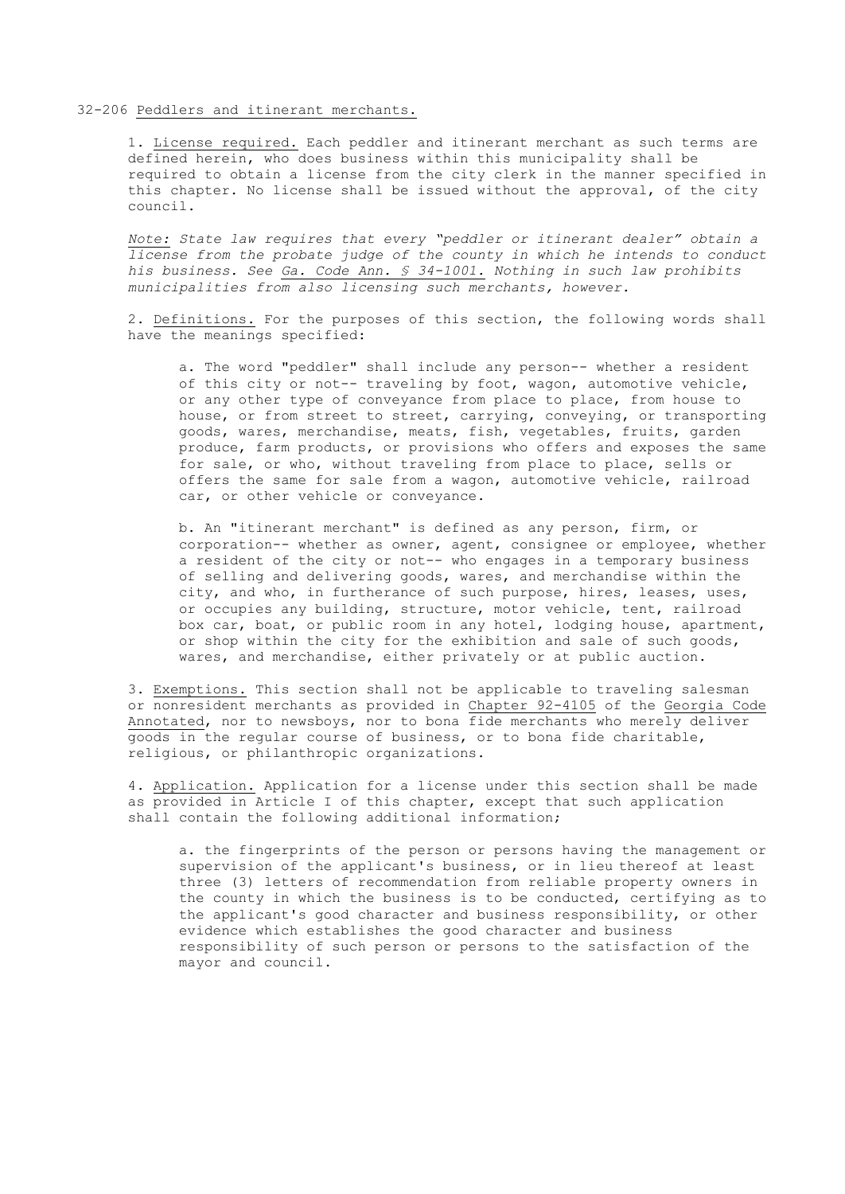32-206 Peddlers and itinerant merchants.

1. License required. Each peddler and itinerant merchant as such terms are defined herein, who does business within this municipality shall be required to obtain a license from the city clerk in the manner specified in this chapter. No license shall be issued without the approval, of the city council.

*Note: State law requires that every "peddler or itinerant dealer" obtain a license from the probate judge of the county in which he intends to conduct his business. See Ga. Code Ann. § 34-1001. Nothing in such law prohibits municipalities from also licensing such merchants, however.*

2. Definitions. For the purposes of this section, the following words shall have the meanings specified:

   a. The word "peddler" shall include any person-- whether a resident of this city or not-- traveling by foot, wagon, automotive vehicle, or any other type of conveyance from place to place, from house to house, or from street to street, carrying, conveying, or transporting goods, wares, merchandise, meats, fish, vegetables, fruits, garden produce, farm products, or provisions who offers and exposes the same for sale, or who, without traveling from place to place, sells or offers the same for sale from a wagon, automotive vehicle, railroad car, or other vehicle or conveyance.

   b. An "itinerant merchant" is defined as any person, firm, or corporation-- whether as owner, agent, consignee or employee, whether a resident of the city or not-- who engages in a temporary business of selling and delivering goods, wares, and merchandise within the city, and who, in furtherance of such purpose, hires, leases, uses, or occupies any building, structure, motor vehicle, tent, railroad box car, boat, or public room in any hotel, lodging house, apartment, or shop within the city for the exhibition and sale of such goods, wares, and merchandise, either privately or at public auction.

3. Exemptions. This section shall not be applicable to traveling salesman or nonresident merchants as provided in Chapter 92-4105 of the Georgia Code Annotated, nor to newsboys, nor to bona fide merchants who merely deliver goods in the regular course of business, or to bona fide charitable, religious, or philanthropic organizations.

4. Application. Application for a license under this section shall be made as provided in Article I of this chapter, except that such application shall contain the following additional information;

   a. the fingerprints of the person or persons having the management or supervision of the applicant's business, or in lieu thereof at least three (3) letters of recommendation from reliable property owners in the county in which the business is to be conducted, certifying as to the applicant's good character and business responsibility, or other evidence which establishes the good character and business responsibility of such person or persons to the satisfaction of the mayor and council.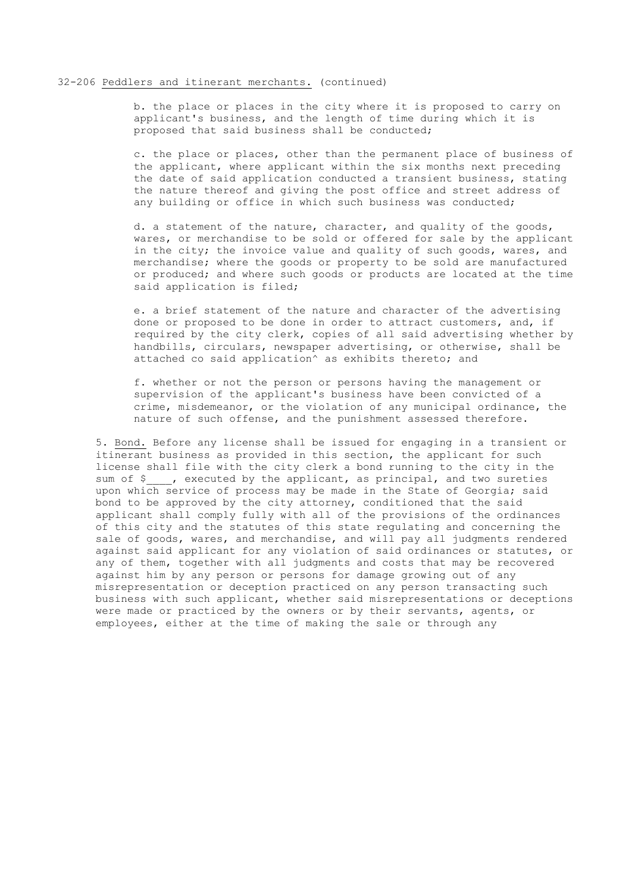32-206 Peddlers and itinerant merchants. (continued)

b. the place or places in the city where it is proposed to carry on applicant's business, and the length of time during which it is proposed that said business shall be conducted;

c. the place or places, other than the permanent place of business of the applicant, where applicant within the six months next preceding the date of said application conducted a transient business, stating the nature thereof and giving the post office and street address of any building or office in which such business was conducted;

d. a statement of the nature, character, and quality of the goods, wares, or merchandise to be sold or offered for sale by the applicant in the city; the invoice value and quality of such goods, wares, and merchandise; where the goods or property to be sold are manufactured or produced; and where such goods or products are located at the time said application is filed;

e. a brief statement of the nature and character of the advertising done or proposed to be done in order to attract customers, and, if required by the city clerk, copies of all said advertising whether by handbills, circulars, newspaper advertising, or otherwise, shall be attached co said application^ as exhibits thereto; and

f. whether or not the person or persons having the management or supervision of the applicant's business have been convicted of a crime, misdemeanor, or the violation of any municipal ordinance, the nature of such offense, and the punishment assessed therefore.

5. Bond. Before any license shall be issued for engaging in a transient or itinerant business as provided in this section, the applicant for such license shall file with the city clerk a bond running to the city in the sum of $____, executed by the applicant, as principal, and two sureties upon which service of process may be made in the State of Georgia; said bond to be approved by the city attorney, conditioned that the said applicant shall comply fully with all of the provisions of the ordinances of this city and the statutes of this state regulating and concerning the sale of goods, wares, and merchandise, and will pay all judgments rendered against said applicant for any violation of said ordinances or statutes, or any of them, together with all judgments and costs that may be recovered against him by any person or persons for damage growing out of any misrepresentation or deception practiced on any person transacting such business with such applicant, whether said misrepresentations or deceptions were made or practiced by the owners or by their servants, agents, or employees, either at the time of making the sale or through any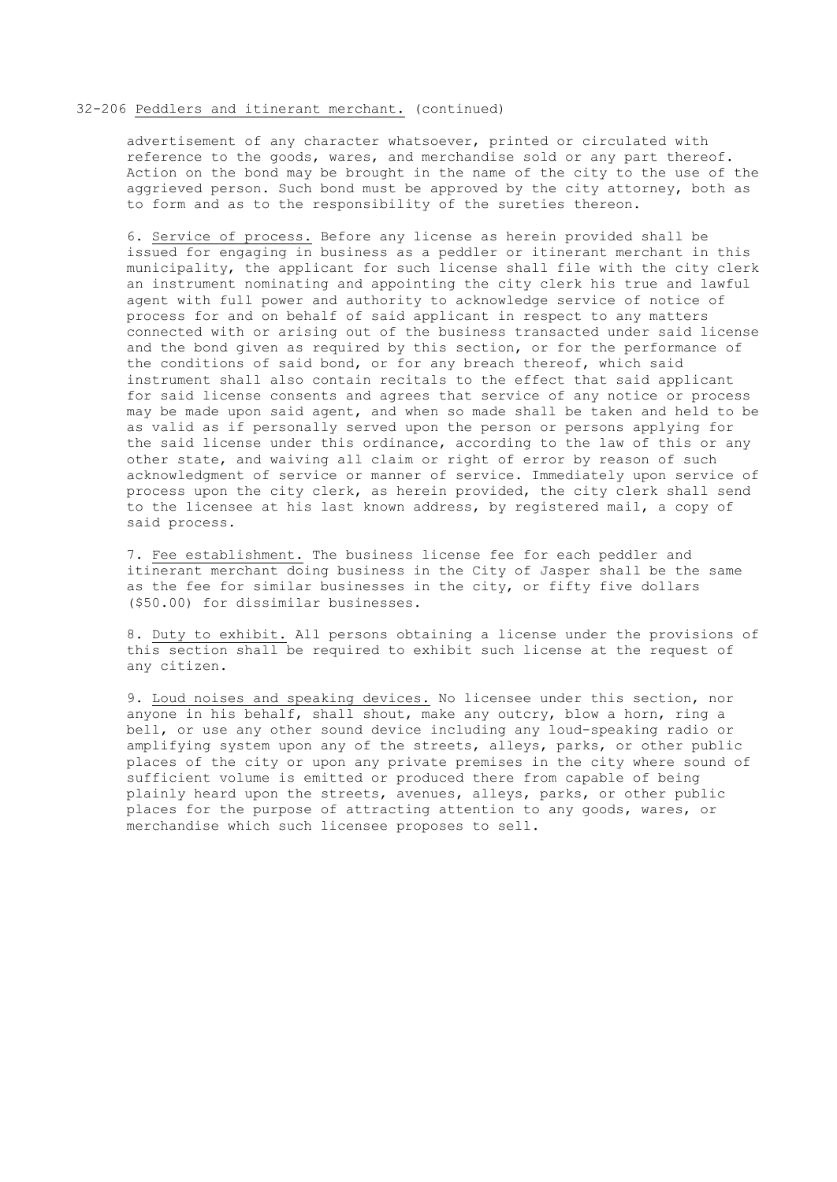32-206 Peddlers and itinerant merchant. (continued)

advertisement of any character whatsoever, printed or circulated with reference to the goods, wares, and merchandise sold or any part thereof. Action on the bond may be brought in the name of the city to the use of the aggrieved person. Such bond must be approved by the city attorney, both as to form and as to the responsibility of the sureties thereon.

6. Service of process. Before any license as herein provided shall be issued for engaging in business as a peddler or itinerant merchant in this municipality, the applicant for such license shall file with the city clerk an instrument nominating and appointing the city clerk his true and lawful agent with full power and authority to acknowledge service of notice of process for and on behalf of said applicant in respect to any matters connected with or arising out of the business transacted under said license and the bond given as required by this section, or for the performance of the conditions of said bond, or for any breach thereof, which said instrument shall also contain recitals to the effect that said applicant for said license consents and agrees that service of any notice or process may be made upon said agent, and when so made shall be taken and held to be as valid as if personally served upon the person or persons applying for the said license under this ordinance, according to the law of this or any other state, and waiving all claim or right of error by reason of such acknowledgment of service or manner of service. Immediately upon service of process upon the city clerk, as herein provided, the city clerk shall send to the licensee at his last known address, by registered mail, a copy of said process.

7. Fee establishment. The business license fee for each peddler and itinerant merchant doing business in the City of Jasper shall be the same as the fee for similar businesses in the city, or fifty five dollars ($50.00) for dissimilar businesses.

8. Duty to exhibit. All persons obtaining a license under the provisions of this section shall be required to exhibit such license at the request of any citizen.

9. Loud noises and speaking devices. No licensee under this section, nor anyone in his behalf, shall shout, make any outcry, blow a horn, ring a bell, or use any other sound device including any loud-speaking radio or amplifying system upon any of the streets, alleys, parks, or other public places of the city or upon any private premises in the city where sound of sufficient volume is emitted or produced there from capable of being plainly heard upon the streets, avenues, alleys, parks, or other public places for the purpose of attracting attention to any goods, wares, or merchandise which such licensee proposes to sell.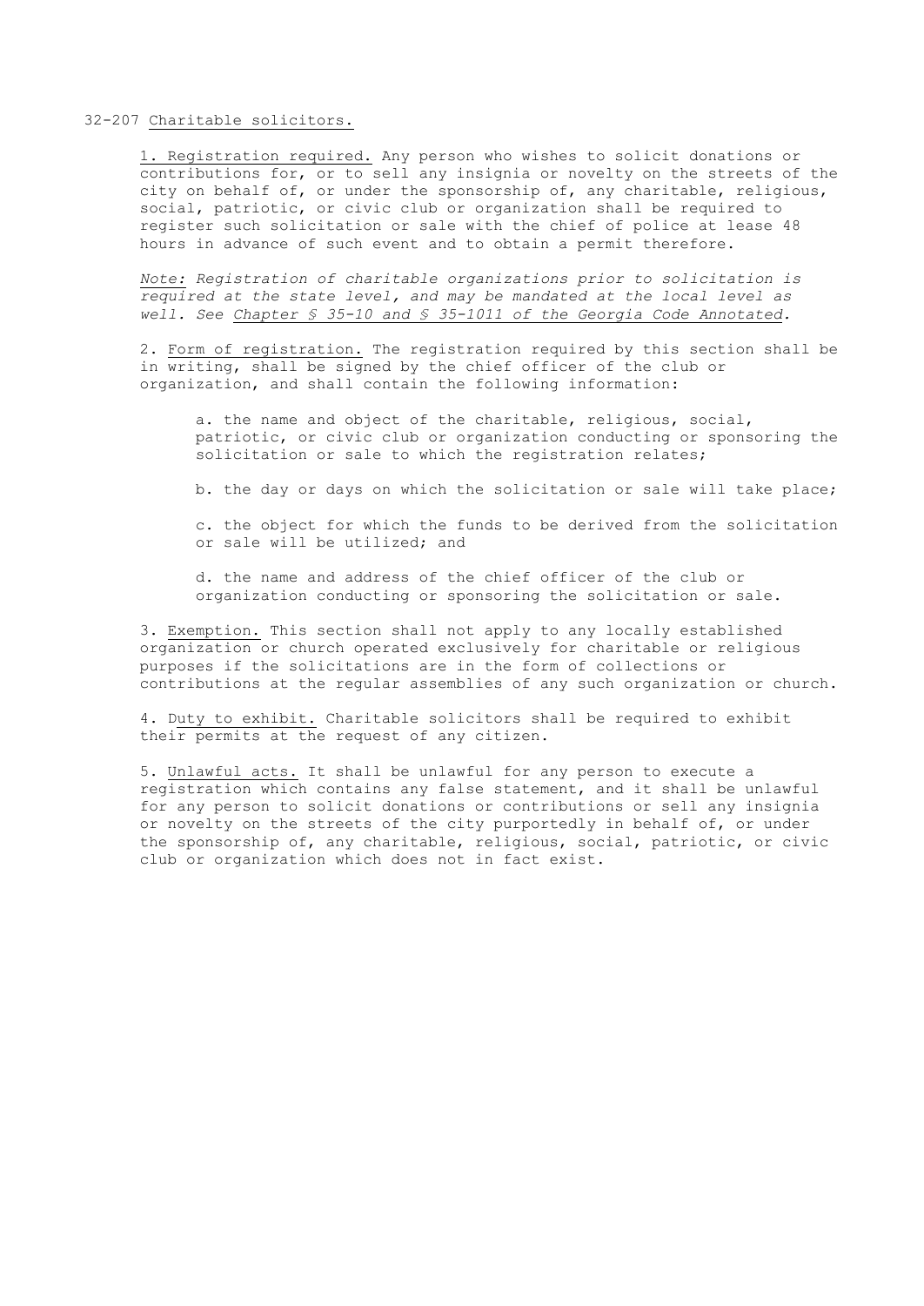32-207 Charitable solicitors.

1. Registration required. Any person who wishes to solicit donations or contributions for, or to sell any insignia or novelty on the streets of the city on behalf of, or under the sponsorship of, any charitable, religious, social, patriotic, or civic club or organization shall be required to register such solicitation or sale with the chief of police at lease 48 hours in advance of such event and to obtain a permit therefore.

*Note: Registration of charitable organizations prior to solicitation is required at the state level, and may be mandated at the local level as well. See Chapter § 35-10 and § 35-1011 of the Georgia Code Annotated.*

2. Form of registration. The registration required by this section shall be in writing, shall be signed by the chief officer of the club or organization, and shall contain the following information:

a. the name and object of the charitable, religious, social, patriotic, or civic club or organization conducting or sponsoring the solicitation or sale to which the registration relates;

b. the day or days on which the solicitation or sale will take place;

c. the object for which the funds to be derived from the solicitation or sale will be utilized; and

d. the name and address of the chief officer of the club or organization conducting or sponsoring the solicitation or sale.

3. Exemption. This section shall not apply to any locally established organization or church operated exclusively for charitable or religious purposes if the solicitations are in the form of collections or contributions at the regular assemblies of any such organization or church.

4. Duty to exhibit. Charitable solicitors shall be required to exhibit their permits at the request of any citizen.

5. Unlawful acts. It shall be unlawful for any person to execute a registration which contains any false statement, and it shall be unlawful for any person to solicit donations or contributions or sell any insignia or novelty on the streets of the city purportedly in behalf of, or under the sponsorship of, any charitable, religious, social, patriotic, or civic club or organization which does not in fact exist.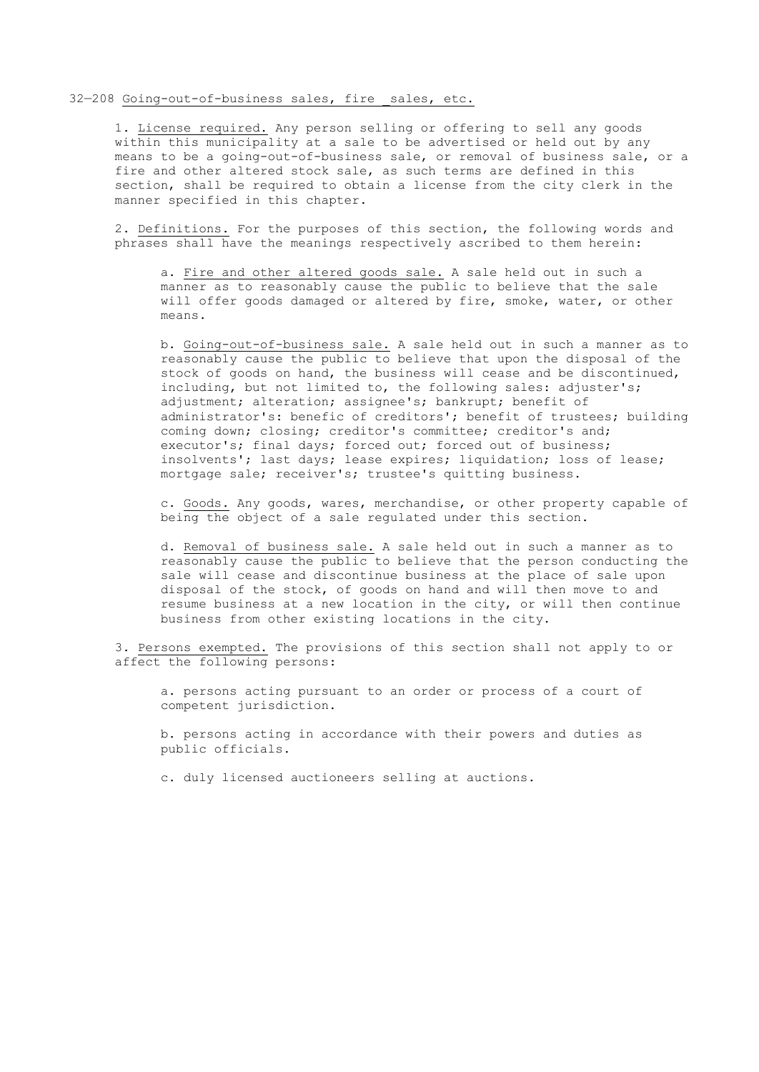32—208 Going-out-of-business sales, fire _sales, etc.

1. License required. Any person selling or offering to sell any goods within this municipality at a sale to be advertised or held out by any means to be a going-out-of-business sale, or removal of business sale, or a fire and other altered stock sale, as such terms are defined in this section, shall be required to obtain a license from the city clerk in the manner specified in this chapter.

2. Definitions. For the purposes of this section, the following words and phrases shall have the meanings respectively ascribed to them herein:

a. Fire and other altered goods sale. A sale held out in such a manner as to reasonably cause the public to believe that the sale will offer goods damaged or altered by fire, smoke, water, or other means.

b. Going-out-of-business sale. A sale held out in such a manner as to reasonably cause the public to believe that upon the disposal of the stock of goods on hand, the business will cease and be discontinued, including, but not limited to, the following sales: adjuster's; adjustment; alteration; assignee's; bankrupt; benefit of administrator's: benefic of creditors'; benefit of trustees; building coming down; closing; creditor's committee; creditor's and; executor's; final days; forced out; forced out of business; insolvents'; last days; lease expires; liquidation; loss of lease; mortgage sale; receiver's; trustee's quitting business.

c. Goods. Any goods, wares, merchandise, or other property capable of being the object of a sale regulated under this section.

d. Removal of business sale. A sale held out in such a manner as to reasonably cause the public to believe that the person conducting the sale will cease and discontinue business at the place of sale upon disposal of the stock, of goods on hand and will then move to and resume business at a new location in the city, or will then continue business from other existing locations in the city.

3. Persons exempted. The provisions of this section shall not apply to or affect the following persons:

a. persons acting pursuant to an order or process of a court of competent jurisdiction.

b. persons acting in accordance with their powers and duties as public officials.

c. duly licensed auctioneers selling at auctions.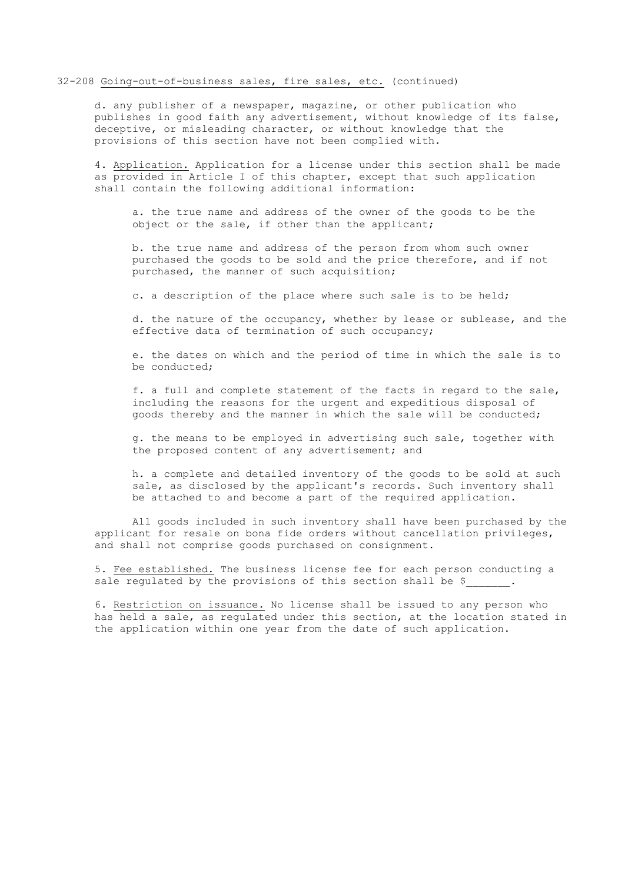32-208 Going-out-of-business sales, fire sales, etc. (continued)

d. any publisher of a newspaper, magazine, or other publication who publishes in good faith any advertisement, without knowledge of its false, deceptive, or misleading character, or without knowledge that the provisions of this section have not been complied with.

4. Application. Application for a license under this section shall be made as provided in Article I of this chapter, except that such application shall contain the following additional information:

a. the true name and address of the owner of the goods to be the object or the sale, if other than the applicant;

b. the true name and address of the person from whom such owner purchased the goods to be sold and the price therefore, and if not purchased, the manner of such acquisition;

c. a description of the place where such sale is to be held;

d. the nature of the occupancy, whether by lease or sublease, and the effective data of termination of such occupancy;

e. the dates on which and the period of time in which the sale is to be conducted;

f. a full and complete statement of the facts in regard to the sale, including the reasons for the urgent and expeditious disposal of goods thereby and the manner in which the sale will be conducted;

g. the means to be employed in advertising such sale, together with the proposed content of any advertisement; and

h. a complete and detailed inventory of the goods to be sold at such sale, as disclosed by the applicant's records. Such inventory shall be attached to and become a part of the required application.

All goods included in such inventory shall have been purchased by the applicant for resale on bona fide orders without cancellation privileges, and shall not comprise goods purchased on consignment.

5. Fee established. The business license fee for each person conducting a sale regulated by the provisions of this section shall be $_______.

6. Restriction on issuance. No license shall be issued to any person who has held a sale, as regulated under this section, at the location stated in the application within one year from the date of such application.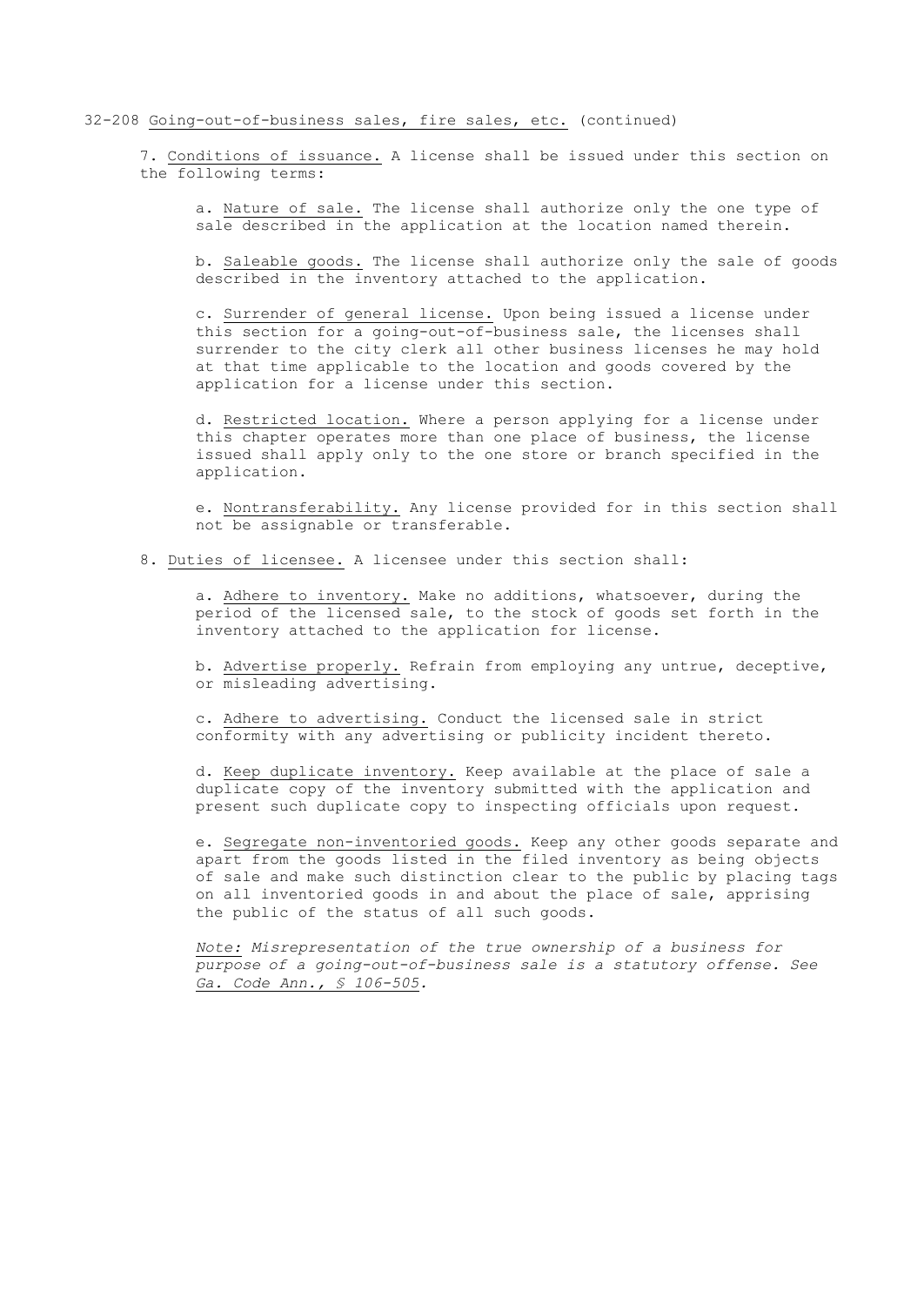32-208 Going-out-of-business sales, fire sales, etc. (continued)

7. Conditions of issuance. A license shall be issued under this section on the following terms:

   a. Nature of sale. The license shall authorize only the one type of sale described in the application at the location named therein.

   b. Saleable goods. The license shall authorize only the sale of goods described in the inventory attached to the application.

   c. Surrender of general license. Upon being issued a license under this section for a going-out-of-business sale, the licenses shall surrender to the city clerk all other business licenses he may hold at that time applicable to the location and goods covered by the application for a license under this section.

   d. Restricted location. Where a person applying for a license under this chapter operates more than one place of business, the license issued shall apply only to the one store or branch specified in the application.

   e. Nontransferability. Any license provided for in this section shall not be assignable or transferable.

8. Duties of licensee. A licensee under this section shall:

   a. Adhere to inventory. Make no additions, whatsoever, during the period of the licensed sale, to the stock of goods set forth in the inventory attached to the application for license.

   b. Advertise properly. Refrain from employing any untrue, deceptive, or misleading advertising.

   c. Adhere to advertising. Conduct the licensed sale in strict conformity with any advertising or publicity incident thereto.

   d. Keep duplicate inventory. Keep available at the place of sale a duplicate copy of the inventory submitted with the application and present such duplicate copy to inspecting officials upon request.

   e. Segregate non-inventoried goods. Keep any other goods separate and apart from the goods listed in the filed inventory as being objects of sale and make such distinction clear to the public by placing tags on all inventoried goods in and about the place of sale, apprising the public of the status of all such goods.

   *Note: Misrepresentation of the true ownership of a business for purpose of a going-out-of-business sale is a statutory offense. See Ga. Code Ann., § 106-505.*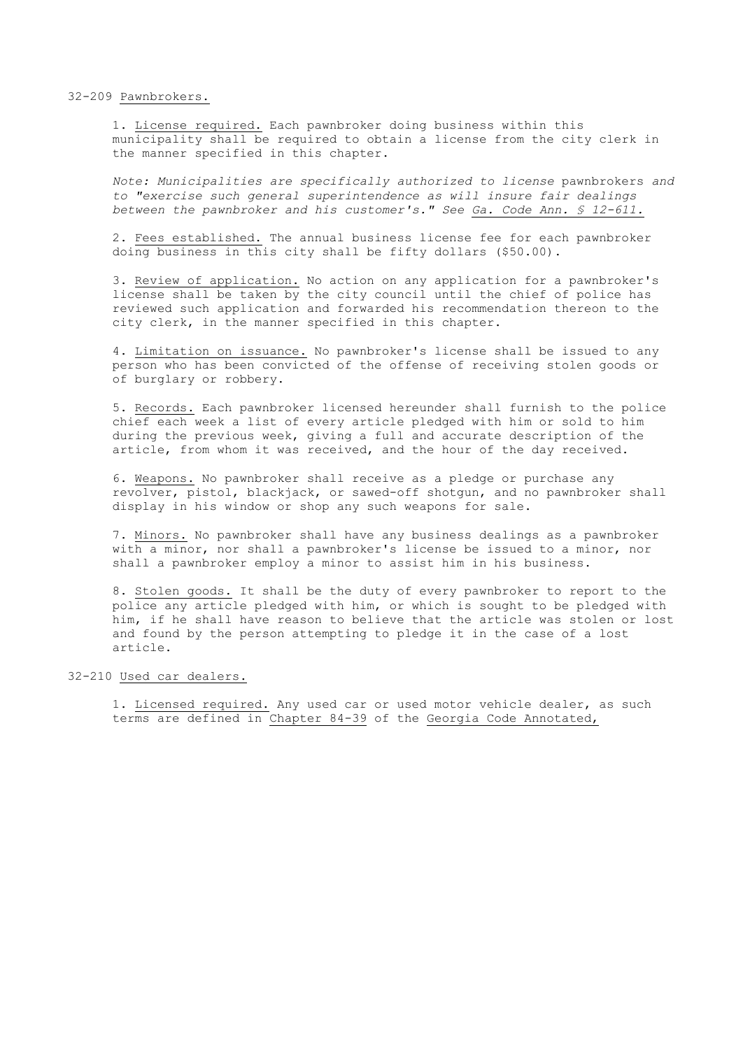32-209 Pawnbrokers.

1. License required. Each pawnbroker doing business within this municipality shall be required to obtain a license from the city clerk in the manner specified in this chapter.

*Note: Municipalities are specifically authorized to license* pawnbrokers *and to "exercise such general superintendence as will insure fair dealings between the pawnbroker and his customer's." See* Ga. Code Ann. § 12-611.

2. Fees established. The annual business license fee for each pawnbroker doing business in this city shall be fifty dollars ($50.00).

3. Review of application. No action on any application for a pawnbroker's license shall be taken by the city council until the chief of police has reviewed such application and forwarded his recommendation thereon to the city clerk, in the manner specified in this chapter.

4. Limitation on issuance. No pawnbroker's license shall be issued to any person who has been convicted of the offense of receiving stolen goods or of burglary or robbery.

5. Records. Each pawnbroker licensed hereunder shall furnish to the police chief each week a list of every article pledged with him or sold to him during the previous week, giving a full and accurate description of the article, from whom it was received, and the hour of the day received.

6. Weapons. No pawnbroker shall receive as a pledge or purchase any revolver, pistol, blackjack, or sawed-off shotgun, and no pawnbroker shall display in his window or shop any such weapons for sale.

7. Minors. No pawnbroker shall have any business dealings as a pawnbroker with a minor, nor shall a pawnbroker's license be issued to a minor, nor shall a pawnbroker employ a minor to assist him in his business.

8. Stolen goods. It shall be the duty of every pawnbroker to report to the police any article pledged with him, or which is sought to be pledged with him, if he shall have reason to believe that the article was stolen or lost and found by the person attempting to pledge it in the case of a lost article.

32-210 Used car dealers.

1. Licensed required. Any used car or used motor vehicle dealer, as such terms are defined in Chapter 84-39 of the Georgia Code Annotated,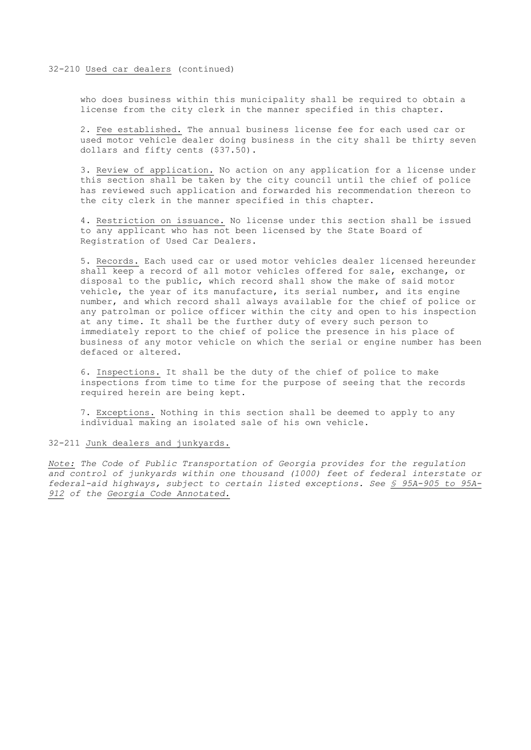32-210 Used car dealers (continued)

who does business within this municipality shall be required to obtain a license from the city clerk in the manner specified in this chapter.

2. Fee established. The annual business license fee for each used car or used motor vehicle dealer doing business in the city shall be thirty seven dollars and fifty cents ($37.50).

3. Review of application. No action on any application for a license under this section shall be taken by the city council until the chief of police has reviewed such application and forwarded his recommendation thereon to the city clerk in the manner specified in this chapter.

4. Restriction on issuance. No license under this section shall be issued to any applicant who has not been licensed by the State Board of Registration of Used Car Dealers.

5. Records. Each used car or used motor vehicles dealer licensed hereunder shall keep a record of all motor vehicles offered for sale, exchange, or disposal to the public, which record shall show the make of said motor vehicle, the year of its manufacture, its serial number, and its engine number, and which record shall always available for the chief of police or any patrolman or police officer within the city and open to his inspection at any time. It shall be the further duty of every such person to immediately report to the chief of police the presence in his place of business of any motor vehicle on which the serial or engine number has been defaced or altered.

6. Inspections. It shall be the duty of the chief of police to make inspections from time to time for the purpose of seeing that the records required herein are being kept.

7. Exceptions. Nothing in this section shall be deemed to apply to any individual making an isolated sale of his own vehicle.

32-211 Junk dealers and junkyards.

*Note: The Code of Public Transportation of Georgia provides for the regulation and control of junkyards within one thousand (1000) feet of federal interstate or federal-aid highways, subject to certain listed exceptions. See § 95A-905 to 95A-912 of the Georgia Code Annotated.*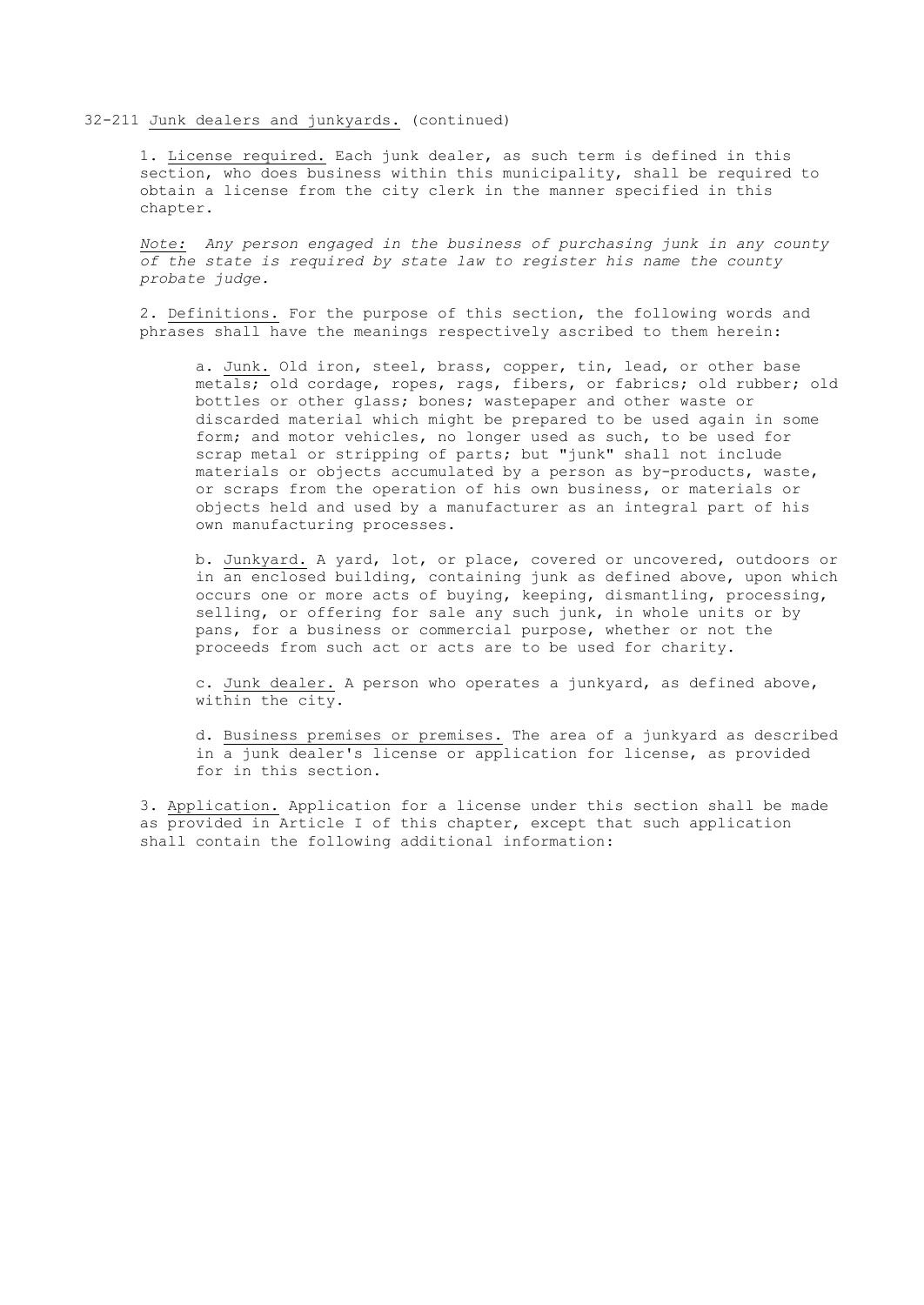32-211 Junk dealers and junkyards. (continued)

1. License required. Each junk dealer, as such term is defined in this section, who does business within this municipality, shall be required to obtain a license from the city clerk in the manner specified in this chapter.

*Note: Any person engaged in the business of purchasing junk in any county of the state is required by state law to register his name the county probate judge.*

2. Definitions. For the purpose of this section, the following words and phrases shall have the meanings respectively ascribed to them herein:

a. Junk. Old iron, steel, brass, copper, tin, lead, or other base metals; old cordage, ropes, rags, fibers, or fabrics; old rubber; old bottles or other glass; bones; wastepaper and other waste or discarded material which might be prepared to be used again in some form; and motor vehicles, no longer used as such, to be used for scrap metal or stripping of parts; but "junk" shall not include materials or objects accumulated by a person as by-products, waste, or scraps from the operation of his own business, or materials or objects held and used by a manufacturer as an integral part of his own manufacturing processes.

b. Junkyard. A yard, lot, or place, covered or uncovered, outdoors or in an enclosed building, containing junk as defined above, upon which occurs one or more acts of buying, keeping, dismantling, processing, selling, or offering for sale any such junk, in whole units or by pans, for a business or commercial purpose, whether or not the proceeds from such act or acts are to be used for charity.

c. Junk dealer. A person who operates a junkyard, as defined above, within the city.

d. Business premises or premises. The area of a junkyard as described in a junk dealer's license or application for license, as provided for in this section.

3. Application. Application for a license under this section shall be made as provided in Article I of this chapter, except that such application shall contain the following additional information: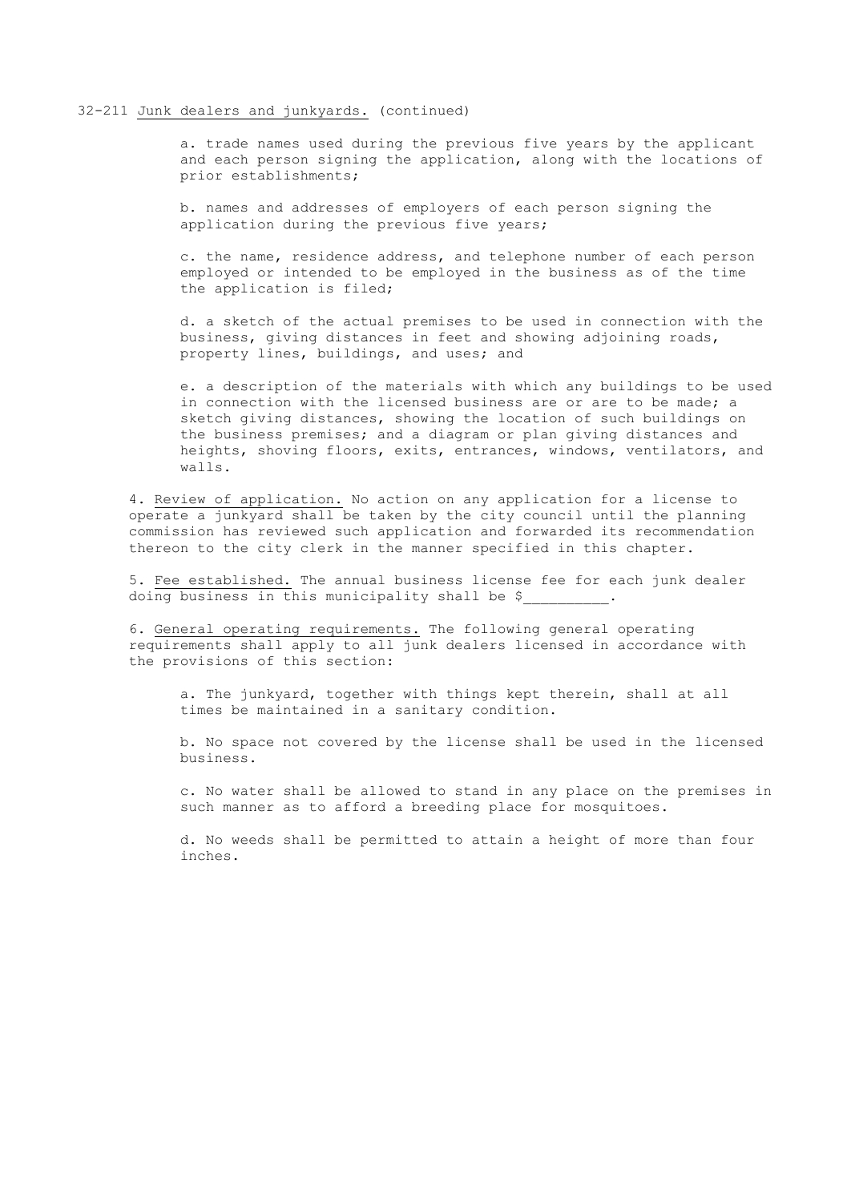32-211 <u>Junk dealers and junkyards.</u> (continued)

a. trade names used during the previous five years by the applicant and each person signing the application, along with the locations of prior establishments;

b. names and addresses of employers of each person signing the application during the previous five years;

c. the name, residence address, and telephone number of each person employed or intended to be employed in the business as of the time the application is filed;

d. a sketch of the actual premises to be used in connection with the business, giving distances in feet and showing adjoining roads, property lines, buildings, and uses; and

e. a description of the materials with which any buildings to be used in connection with the licensed business are or are to be made; a sketch giving distances, showing the location of such buildings on the business premises; and a diagram or plan giving distances and heights, shoving floors, exits, entrances, windows, ventilators, and walls.

4. <u>Review of application.</u> No action on any application for a license to operate a junkyard shall be taken by the city council until the planning commission has reviewed such application and forwarded its recommendation thereon to the city clerk in the manner specified in this chapter.

5. <u>Fee established.</u> The annual business license fee for each junk dealer doing business in this municipality shall be $__________.

6. <u>General operating requirements.</u> The following general operating requirements shall apply to all junk dealers licensed in accordance with the provisions of this section:

a. The junkyard, together with things kept therein, shall at all times be maintained in a sanitary condition.

b. No space not covered by the license shall be used in the licensed business.

c. No water shall be allowed to stand in any place on the premises in such manner as to afford a breeding place for mosquitoes.

d. No weeds shall be permitted to attain a height of more than four inches.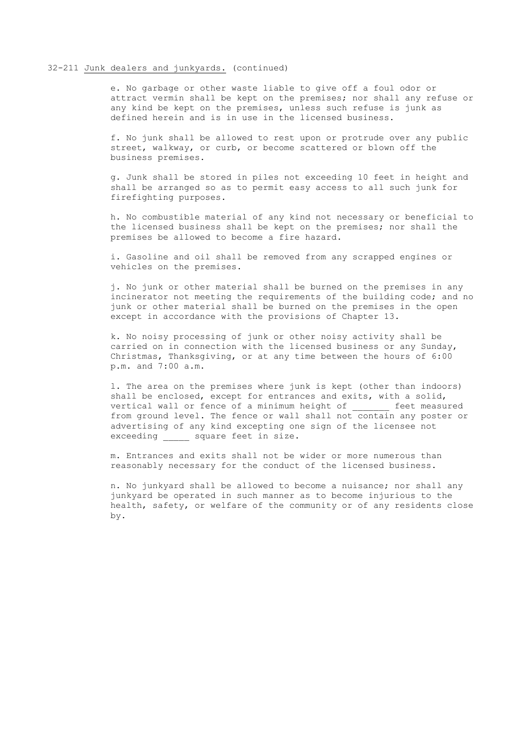32-211 <u>Junk dealers and junkyards.</u> (continued)

e. No garbage or other waste liable to give off a foul odor or attract vermin shall be kept on the premises; nor shall any refuse or any kind be kept on the premises, unless such refuse is junk as defined herein and is in use in the licensed business.

f. No junk shall be allowed to rest upon or protrude over any public street, walkway, or curb, or become scattered or blown off the business premises.

g. Junk shall be stored in piles not exceeding 10 feet in height and shall be arranged so as to permit easy access to all such junk for firefighting purposes.

h. No combustible material of any kind not necessary or beneficial to the licensed business shall be kept on the premises; nor shall the premises be allowed to become a fire hazard.

i. Gasoline and oil shall be removed from any scrapped engines or vehicles on the premises.

j. No junk or other material shall be burned on the premises in any incinerator not meeting the requirements of the building code; and no junk or other material shall be burned on the premises in the open except in accordance with the provisions of Chapter 13.

k. No noisy processing of junk or other noisy activity shall be carried on in connection with the licensed business or any Sunday, Christmas, Thanksgiving, or at any time between the hours of 6:00 p.m. and 7:00 a.m.

l. The area on the premises where junk is kept (other than indoors) shall be enclosed, except for entrances and exits, with a solid, vertical wall or fence of a minimum height of _______ feet measured from ground level. The fence or wall shall not contain any poster or advertising of any kind excepting one sign of the licensee not exceeding _____ square feet in size.

m. Entrances and exits shall not be wider or more numerous than reasonably necessary for the conduct of the licensed business.

n. No junkyard shall be allowed to become a nuisance; nor shall any junkyard be operated in such manner as to become injurious to the health, safety, or welfare of the community or of any residents close by.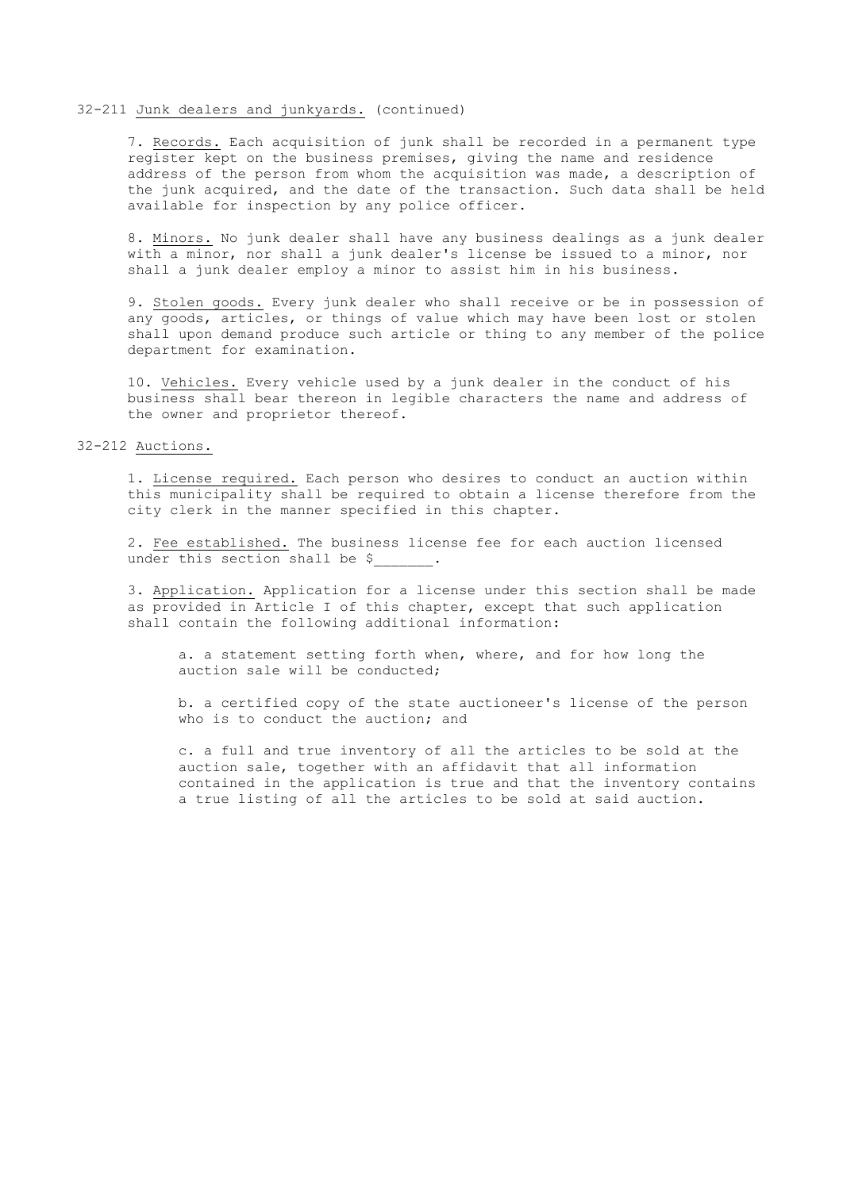32-211 Junk dealers and junkyards. (continued)

7. Records. Each acquisition of junk shall be recorded in a permanent type register kept on the business premises, giving the name and residence address of the person from whom the acquisition was made, a description of the junk acquired, and the date of the transaction. Such data shall be held available for inspection by any police officer.

8. Minors. No junk dealer shall have any business dealings as a junk dealer with a minor, nor shall a junk dealer's license be issued to a minor, nor shall a junk dealer employ a minor to assist him in his business.

9. Stolen goods. Every junk dealer who shall receive or be in possession of any goods, articles, or things of value which may have been lost or stolen shall upon demand produce such article or thing to any member of the police department for examination.

10. Vehicles. Every vehicle used by a junk dealer in the conduct of his business shall bear thereon in legible characters the name and address of the owner and proprietor thereof.

32-212 Auctions.

1. License required. Each person who desires to conduct an auction within this municipality shall be required to obtain a license therefore from the city clerk in the manner specified in this chapter.

2. Fee established. The business license fee for each auction licensed under this section shall be $_______.

3. Application. Application for a license under this section shall be made as provided in Article I of this chapter, except that such application shall contain the following additional information:

a. a statement setting forth when, where, and for how long the auction sale will be conducted;

b. a certified copy of the state auctioneer's license of the person who is to conduct the auction; and

c. a full and true inventory of all the articles to be sold at the auction sale, together with an affidavit that all information contained in the application is true and that the inventory contains a true listing of all the articles to be sold at said auction.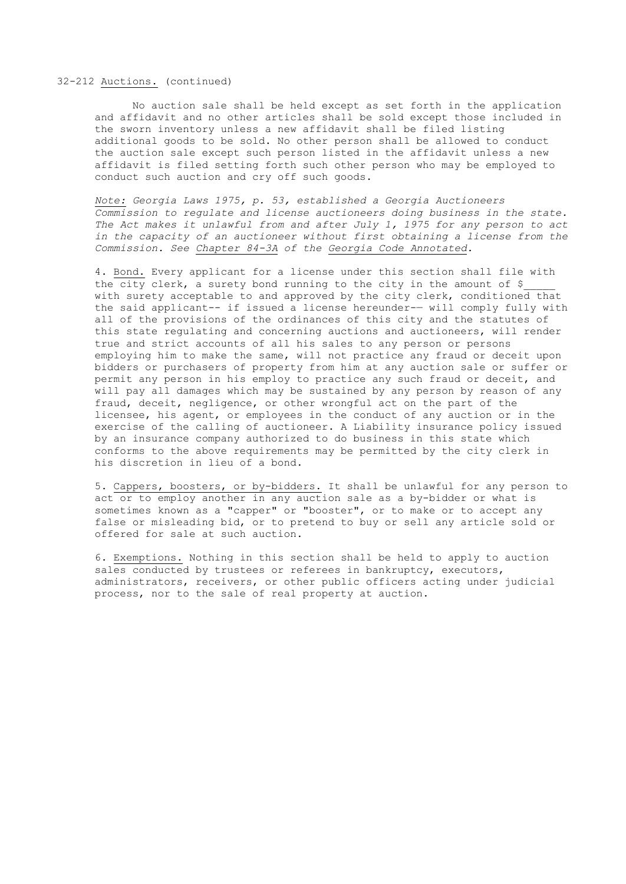32-212 Auctions. (continued)

No auction sale shall be held except as set forth in the application and affidavit and no other articles shall be sold except those included in the sworn inventory unless a new affidavit shall be filed listing additional goods to be sold. No other person shall be allowed to conduct the auction sale except such person listed in the affidavit unless a new affidavit is filed setting forth such other person who may be employed to conduct such auction and cry off such goods.

*Note: Georgia Laws 1975, p. 53, established a Georgia Auctioneers Commission to regulate and license auctioneers doing business in the state. The Act makes it unlawful from and after July 1, 1975 for any person to act in the capacity of an auctioneer without first obtaining a license from the Commission. See Chapter 84-3A of the Georgia Code Annotated.*

4. Bond. Every applicant for a license under this section shall file with the city clerk, a surety bond running to the city in the amount of $_____ with surety acceptable to and approved by the city clerk, conditioned that the said applicant-- if issued a license hereunder-— will comply fully with all of the provisions of the ordinances of this city and the statutes of this state regulating and concerning auctions and auctioneers, will render true and strict accounts of all his sales to any person or persons employing him to make the same, will not practice any fraud or deceit upon bidders or purchasers of property from him at any auction sale or suffer or permit any person in his employ to practice any such fraud or deceit, and will pay all damages which may be sustained by any person by reason of any fraud, deceit, negligence, or other wrongful act on the part of the licensee, his agent, or employees in the conduct of any auction or in the exercise of the calling of auctioneer. A Liability insurance policy issued by an insurance company authorized to do business in this state which conforms to the above requirements may be permitted by the city clerk in his discretion in lieu of a bond.

5. Cappers, boosters, or by-bidders. It shall be unlawful for any person to act or to employ another in any auction sale as a by-bidder or what is sometimes known as a "capper" or "booster", or to make or to accept any false or misleading bid, or to pretend to buy or sell any article sold or offered for sale at such auction.

6. Exemptions. Nothing in this section shall be held to apply to auction sales conducted by trustees or referees in bankruptcy, executors, administrators, receivers, or other public officers acting under judicial process, nor to the sale of real property at auction.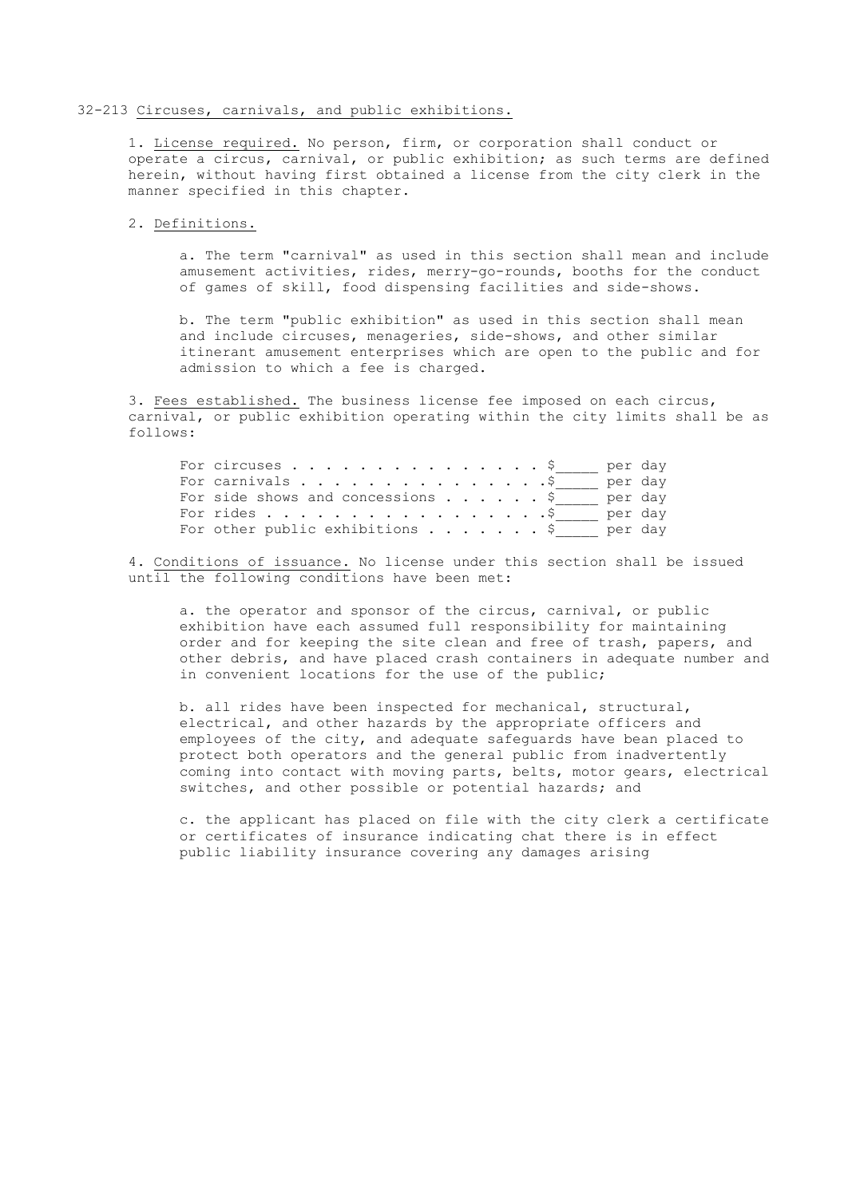32-213 <u>Circuses, carnivals, and public exhibitions.</u>

1. <u>License required.</u> No person, firm, or corporation shall conduct or operate a circus, carnival, or public exhibition; as such terms are defined herein, without having first obtained a license from the city clerk in the manner specified in this chapter.

2. <u>Definitions.</u>

a. The term "carnival" as used in this section shall mean and include amusement activities, rides, merry-go-rounds, booths for the conduct of games of skill, food dispensing facilities and side-shows.

b. The term "public exhibition" as used in this section shall mean and include circuses, menageries, side-shows, and other similar itinerant amusement enterprises which are open to the public and for admission to which a fee is charged.

3. <u>Fees established.</u> The business license fee imposed on each circus, carnival, or public exhibition operating within the city limits shall be as follows:

For circuses . . . . . . . . . . . . . . . . $_____ per day
For carnivals . . . . . . . . . . . . . . .$_____ per day
For side shows and concessions . . . . . . $_____ per day
For rides . . . . . . . . . . . . . . . . . .$_____ per day
For other public exhibitions . . . . . . . $_____ per day

4. <u>Conditions of issuance.</u> No license under this section shall be issued until the following conditions have been met:

a. the operator and sponsor of the circus, carnival, or public exhibition have each assumed full responsibility for maintaining order and for keeping the site clean and free of trash, papers, and other debris, and have placed crash containers in adequate number and in convenient locations for the use of the public;

b. all rides have been inspected for mechanical, structural, electrical, and other hazards by the appropriate officers and employees of the city, and adequate safeguards have bean placed to protect both operators and the general public from inadvertently coming into contact with moving parts, belts, motor gears, electrical switches, and other possible or potential hazards; and

c. the applicant has placed on file with the city clerk a certificate or certificates of insurance indicating chat there is in effect public liability insurance covering any damages arising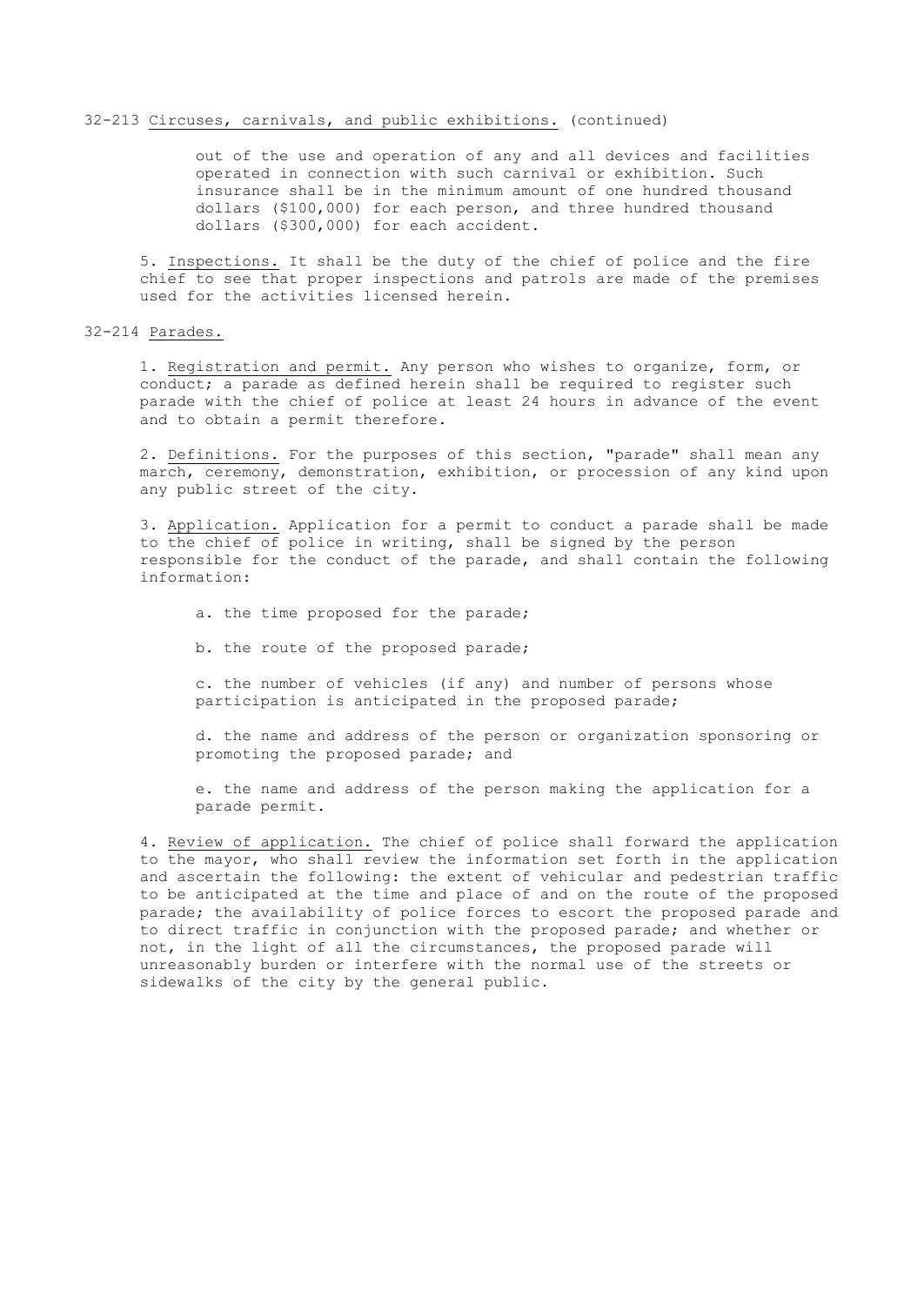32-213 Circuses, carnivals, and public exhibitions. (continued)

out of the use and operation of any and all devices and facilities operated in connection with such carnival or exhibition. Such insurance shall be in the minimum amount of one hundred thousand dollars ($100,000) for each person, and three hundred thousand dollars ($300,000) for each accident.

5. Inspections. It shall be the duty of the chief of police and the fire chief to see that proper inspections and patrols are made of the premises used for the activities licensed herein.

32-214 Parades.

1. Registration and permit. Any person who wishes to organize, form, or conduct; a parade as defined herein shall be required to register such parade with the chief of police at least 24 hours in advance of the event and to obtain a permit therefore.

2. Definitions. For the purposes of this section, "parade" shall mean any march, ceremony, demonstration, exhibition, or procession of any kind upon any public street of the city.

3. Application. Application for a permit to conduct a parade shall be made to the chief of police in writing, shall be signed by the person responsible for the conduct of the parade, and shall contain the following information:

a. the time proposed for the parade;

b. the route of the proposed parade;

c. the number of vehicles (if any) and number of persons whose participation is anticipated in the proposed parade;

d. the name and address of the person or organization sponsoring or promoting the proposed parade; and

e. the name and address of the person making the application for a parade permit.

4. Review of application. The chief of police shall forward the application to the mayor, who shall review the information set forth in the application and ascertain the following: the extent of vehicular and pedestrian traffic to be anticipated at the time and place of and on the route of the proposed parade; the availability of police forces to escort the proposed parade and to direct traffic in conjunction with the proposed parade; and whether or not, in the light of all the circumstances, the proposed parade will unreasonably burden or interfere with the normal use of the streets or sidewalks of the city by the general public.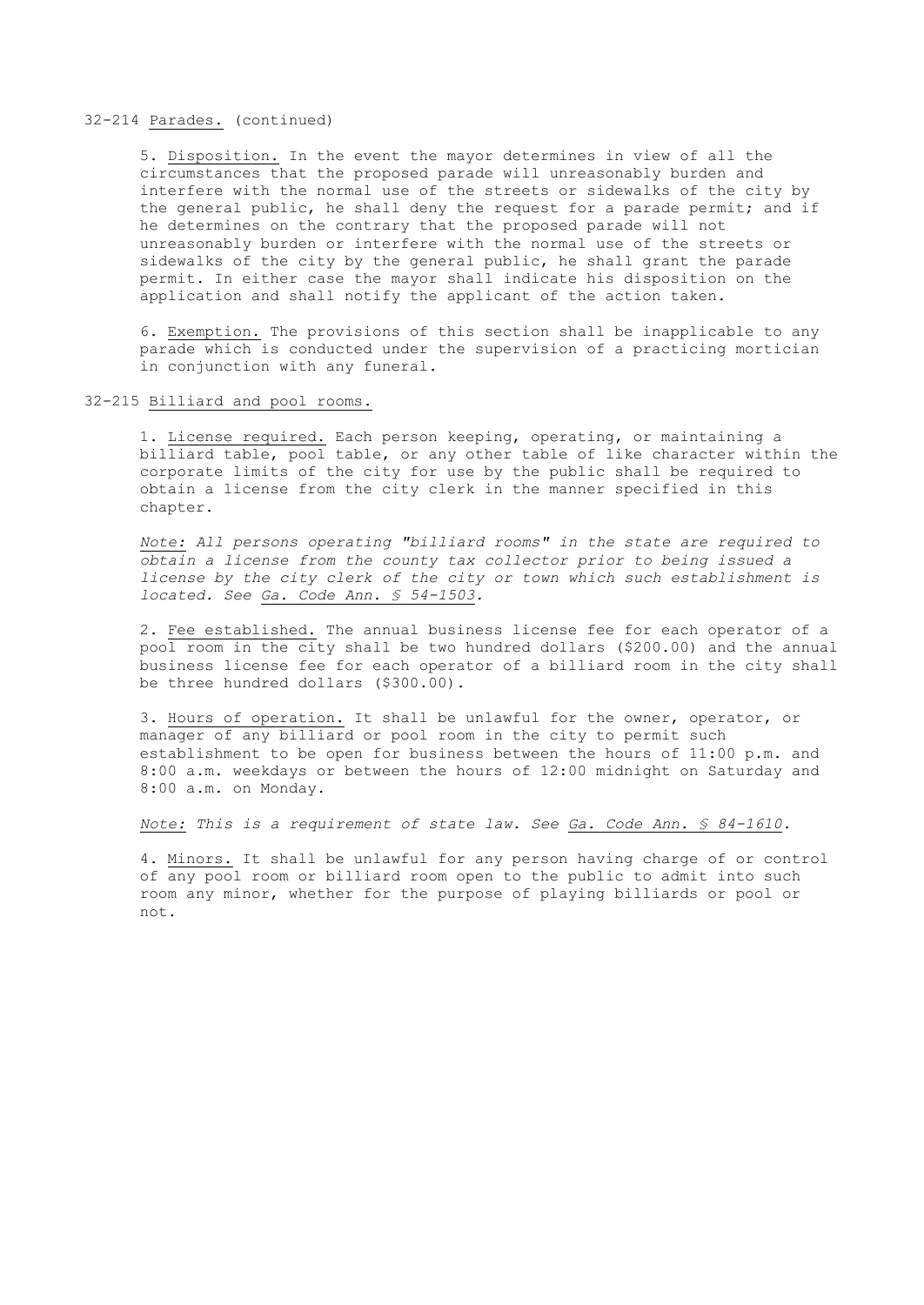32-214 Parades. (continued)

5. Disposition. In the event the mayor determines in view of all the circumstances that the proposed parade will unreasonably burden and interfere with the normal use of the streets or sidewalks of the city by the general public, he shall deny the request for a parade permit; and if he determines on the contrary that the proposed parade will not unreasonably burden or interfere with the normal use of the streets or sidewalks of the city by the general public, he shall grant the parade permit. In either case the mayor shall indicate his disposition on the application and shall notify the applicant of the action taken.

6. Exemption. The provisions of this section shall be inapplicable to any parade which is conducted under the supervision of a practicing mortician in conjunction with any funeral.

32-215 Billiard and pool rooms.

1. License required. Each person keeping, operating, or maintaining a billiard table, pool table, or any other table of like character within the corporate limits of the city for use by the public shall be required to obtain a license from the city clerk in the manner specified in this chapter.

*Note: All persons operating "billiard rooms" in the state are required to obtain a license from the county tax collector prior to being issued a license by the city clerk of the city or town which such establishment is located. See Ga. Code Ann. § 54-1503.*

2. Fee established. The annual business license fee for each operator of a pool room in the city shall be two hundred dollars ($200.00) and the annual business license fee for each operator of a billiard room in the city shall be three hundred dollars ($300.00).

3. Hours of operation. It shall be unlawful for the owner, operator, or manager of any billiard or pool room in the city to permit such establishment to be open for business between the hours of 11:00 p.m. and 8:00 a.m. weekdays or between the hours of 12:00 midnight on Saturday and 8:00 a.m. on Monday.

*Note: This is a requirement of state law. See Ga. Code Ann. § 84-1610.*

4. Minors. It shall be unlawful for any person having charge of or control of any pool room or billiard room open to the public to admit into such room any minor, whether for the purpose of playing billiards or pool or not.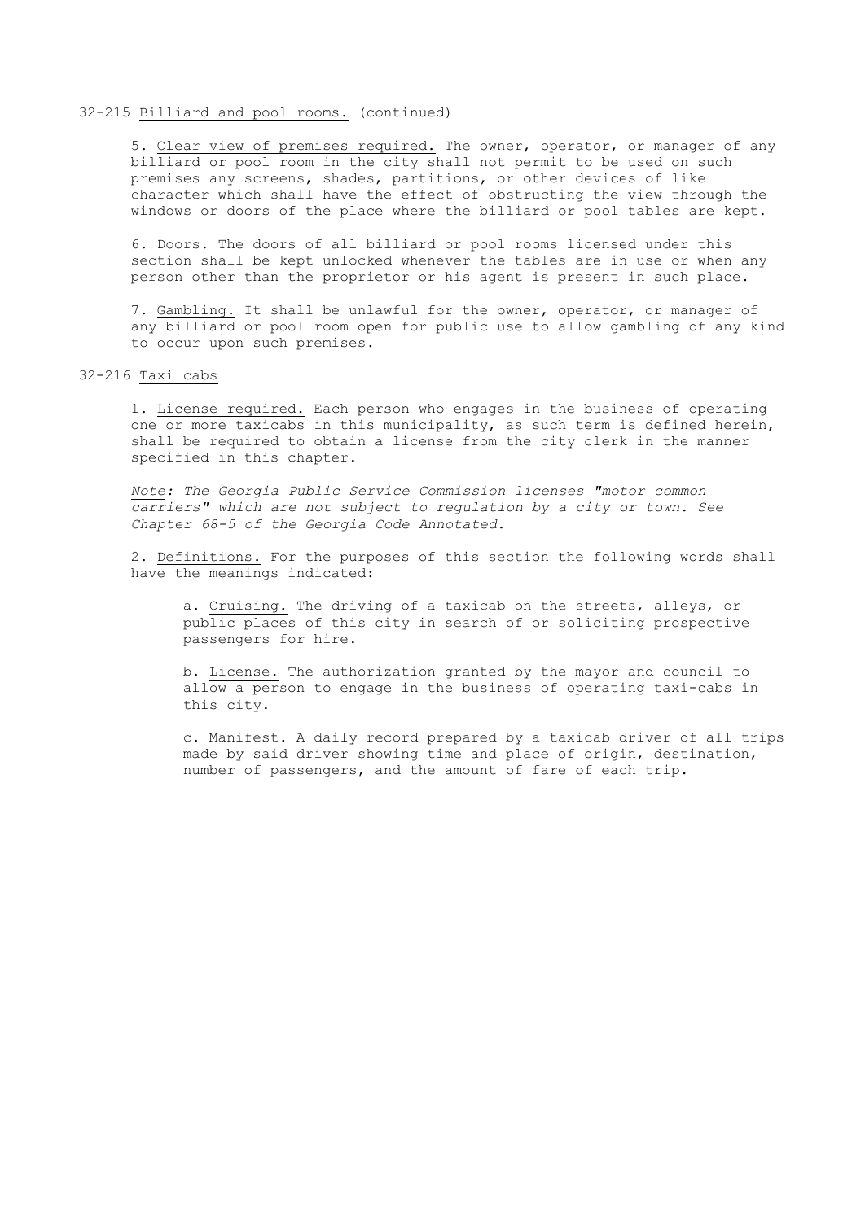32-215 Billiard and pool rooms. (continued)

5. Clear view of premises required. The owner, operator, or manager of any billiard or pool room in the city shall not permit to be used on such premises any screens, shades, partitions, or other devices of like character which shall have the effect of obstructing the view through the windows or doors of the place where the billiard or pool tables are kept.

6. Doors. The doors of all billiard or pool rooms licensed under this section shall be kept unlocked whenever the tables are in use or when any person other than the proprietor or his agent is present in such place.

7. Gambling. It shall be unlawful for the owner, operator, or manager of any billiard or pool room open for public use to allow gambling of any kind to occur upon such premises.

32-216 Taxi cabs

1. License required. Each person who engages in the business of operating one or more taxicabs in this municipality, as such term is defined herein, shall be required to obtain a license from the city clerk in the manner specified in this chapter.

*Note: The Georgia Public Service Commission licenses "motor common carriers" which are not subject to regulation by a city or town. See Chapter 68-5 of the Georgia Code Annotated.*

2. Definitions. For the purposes of this section the following words shall have the meanings indicated:

a. Cruising. The driving of a taxicab on the streets, alleys, or public places of this city in search of or soliciting prospective passengers for hire.

b. License. The authorization granted by the mayor and council to allow a person to engage in the business of operating taxi-cabs in this city.

c. Manifest. A daily record prepared by a taxicab driver of all trips made by said driver showing time and place of origin, destination, number of passengers, and the amount of fare of each trip.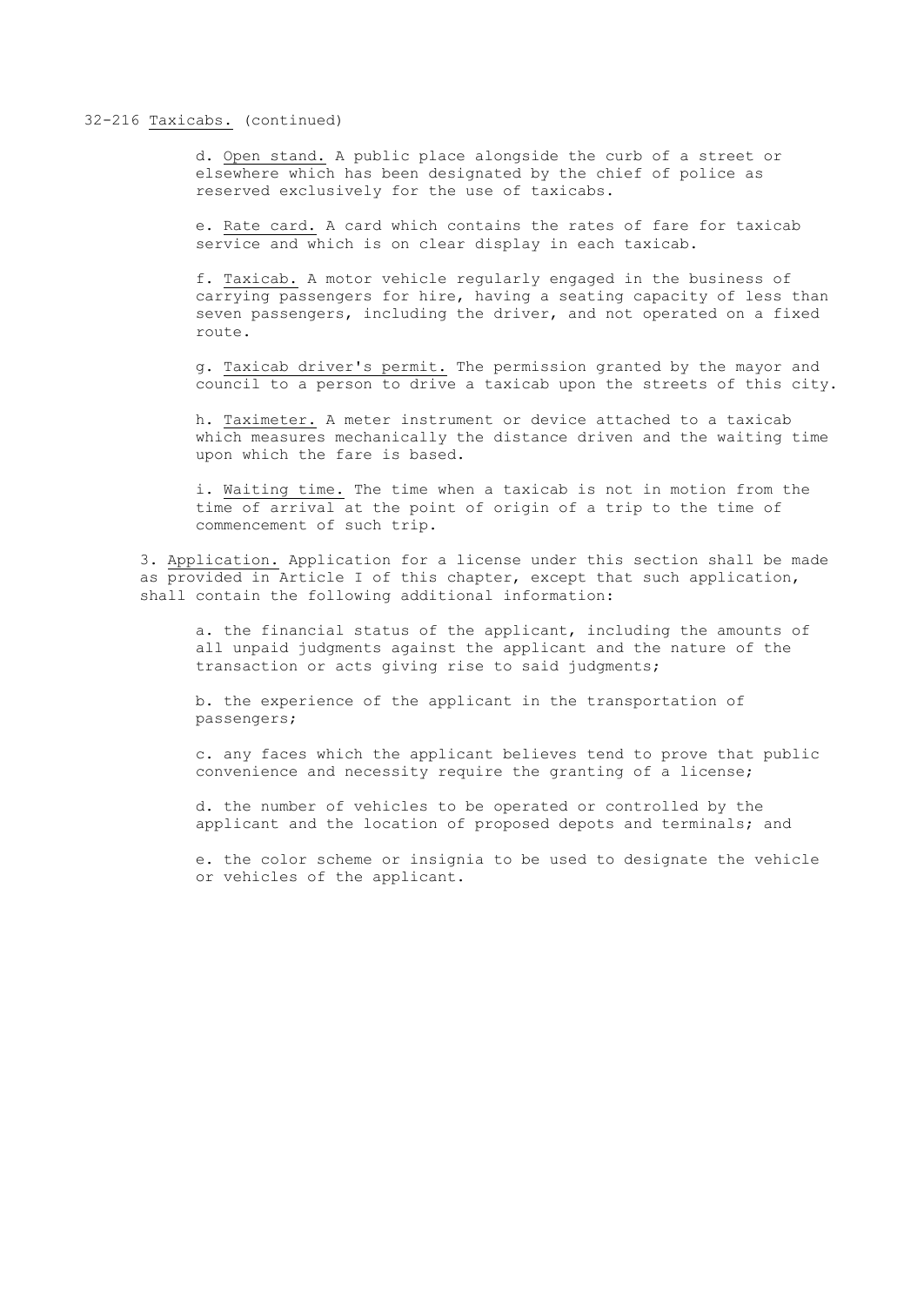32-216 Taxicabs. (continued)

d. Open stand. A public place alongside the curb of a street or elsewhere which has been designated by the chief of police as reserved exclusively for the use of taxicabs.

e. Rate card. A card which contains the rates of fare for taxicab service and which is on clear display in each taxicab.

f. Taxicab. A motor vehicle regularly engaged in the business of carrying passengers for hire, having a seating capacity of less than seven passengers, including the driver, and not operated on a fixed route.

g. Taxicab driver's permit. The permission granted by the mayor and council to a person to drive a taxicab upon the streets of this city.

h. Taximeter. A meter instrument or device attached to a taxicab which measures mechanically the distance driven and the waiting time upon which the fare is based.

i. Waiting time. The time when a taxicab is not in motion from the time of arrival at the point of origin of a trip to the time of commencement of such trip.

3. Application. Application for a license under this section shall be made as provided in Article I of this chapter, except that such application, shall contain the following additional information:

a. the financial status of the applicant, including the amounts of all unpaid judgments against the applicant and the nature of the transaction or acts giving rise to said judgments;

b. the experience of the applicant in the transportation of passengers;

c. any faces which the applicant believes tend to prove that public convenience and necessity require the granting of a license;

d. the number of vehicles to be operated or controlled by the applicant and the location of proposed depots and terminals; and

e. the color scheme or insignia to be used to designate the vehicle or vehicles of the applicant.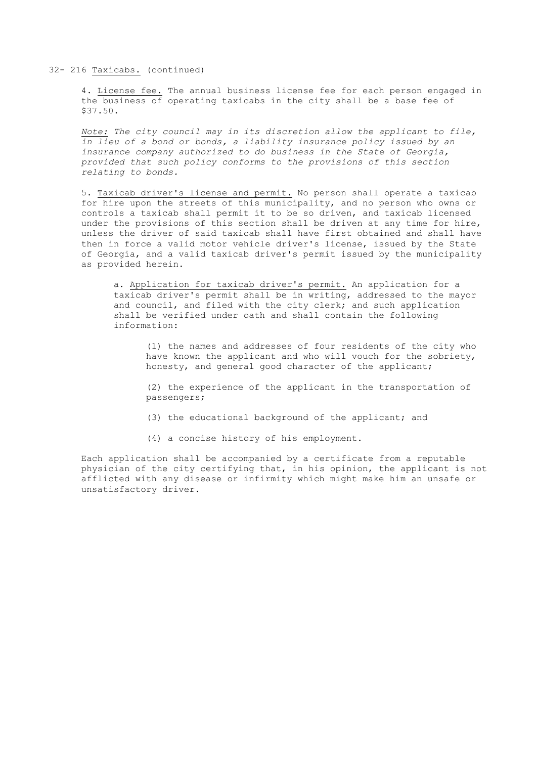32- 216 Taxicabs. (continued)

4. License fee. The annual business license fee for each person engaged in the business of operating taxicabs in the city shall be a base fee of $37.50.

*Note: The city council may in its discretion allow the applicant to file, in lieu of a bond or bonds, a liability insurance policy issued by an insurance company authorized to do business in the State of Georgia, provided that such policy conforms to the provisions of this section relating to bonds.*

5. Taxicab driver's license and permit. No person shall operate a taxicab for hire upon the streets of this municipality, and no person who owns or controls a taxicab shall permit it to be so driven, and taxicab licensed under the provisions of this section shall be driven at any time for hire, unless the driver of said taxicab shall have first obtained and shall have then in force a valid motor vehicle driver's license, issued by the State of Georgia, and a valid taxicab driver's permit issued by the municipality as provided herein.

a. Application for taxicab driver's permit. An application for a taxicab driver's permit shall be in writing, addressed to the mayor and council, and filed with the city clerk; and such application shall be verified under oath and shall contain the following information:

(1) the names and addresses of four residents of the city who have known the applicant and who will vouch for the sobriety, honesty, and general good character of the applicant;

(2) the experience of the applicant in the transportation of passengers;

(3) the educational background of the applicant; and

(4) a concise history of his employment.

Each application shall be accompanied by a certificate from a reputable physician of the city certifying that, in his opinion, the applicant is not afflicted with any disease or infirmity which might make him an unsafe or unsatisfactory driver.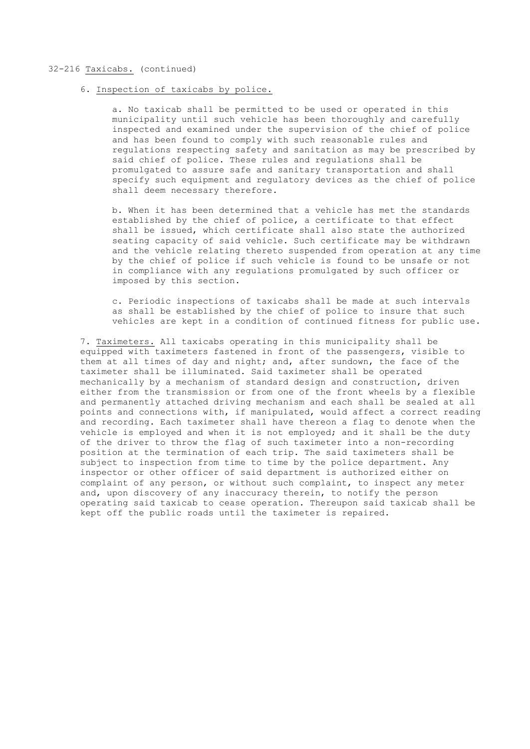32-216 Taxicabs. (continued)

6. Inspection of taxicabs by police.

a. No taxicab shall be permitted to be used or operated in this municipality until such vehicle has been thoroughly and carefully inspected and examined under the supervision of the chief of police and has been found to comply with such reasonable rules and regulations respecting safety and sanitation as may be prescribed by said chief of police. These rules and regulations shall be promulgated to assure safe and sanitary transportation and shall specify such equipment and regulatory devices as the chief of police shall deem necessary therefore.

b. When it has been determined that a vehicle has met the standards established by the chief of police, a certificate to that effect shall be issued, which certificate shall also state the authorized seating capacity of said vehicle. Such certificate may be withdrawn and the vehicle relating thereto suspended from operation at any time by the chief of police if such vehicle is found to be unsafe or not in compliance with any regulations promulgated by such officer or imposed by this section.

c. Periodic inspections of taxicabs shall be made at such intervals as shall be established by the chief of police to insure that such vehicles are kept in a condition of continued fitness for public use.

7. Taximeters. All taxicabs operating in this municipality shall be equipped with taximeters fastened in front of the passengers, visible to them at all times of day and night; and, after sundown, the face of the taximeter shall be illuminated. Said taximeter shall be operated mechanically by a mechanism of standard design and construction, driven either from the transmission or from one of the front wheels by a flexible and permanently attached driving mechanism and each shall be sealed at all points and connections with, if manipulated, would affect a correct reading and recording. Each taximeter shall have thereon a flag to denote when the vehicle is employed and when it is not employed; and it shall be the duty of the driver to throw the flag of such taximeter into a non-recording position at the termination of each trip. The said taximeters shall be subject to inspection from time to time by the police department. Any inspector or other officer of said department is authorized either on complaint of any person, or without such complaint, to inspect any meter and, upon discovery of any inaccuracy therein, to notify the person operating said taxicab to cease operation. Thereupon said taxicab shall be kept off the public roads until the taximeter is repaired.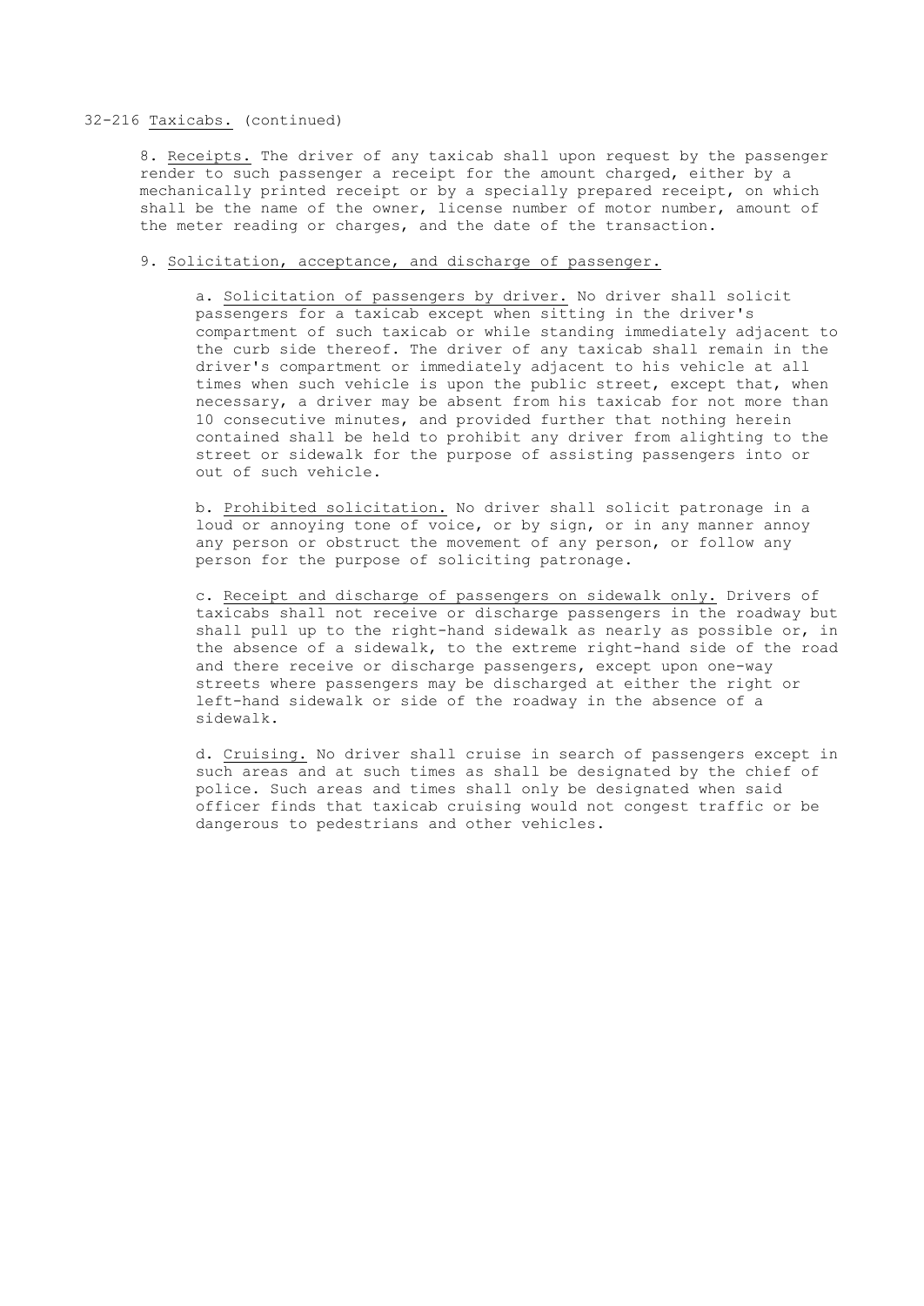32-216 <u>Taxicabs.</u> (continued)

8. <u>Receipts.</u> The driver of any taxicab shall upon request by the passenger render to such passenger a receipt for the amount charged, either by a mechanically printed receipt or by a specially prepared receipt, on which shall be the name of the owner, license number of motor number, amount of the meter reading or charges, and the date of the transaction.

9. <u>Solicitation, acceptance, and discharge of passenger.</u>

a. <u>Solicitation of passengers by driver.</u> No driver shall solicit passengers for a taxicab except when sitting in the driver's compartment of such taxicab or while standing immediately adjacent to the curb side thereof. The driver of any taxicab shall remain in the driver's compartment or immediately adjacent to his vehicle at all times when such vehicle is upon the public street, except that, when necessary, a driver may be absent from his taxicab for not more than 10 consecutive minutes, and provided further that nothing herein contained shall be held to prohibit any driver from alighting to the street or sidewalk for the purpose of assisting passengers into or out of such vehicle.

b. <u>Prohibited solicitation.</u> No driver shall solicit patronage in a loud or annoying tone of voice, or by sign, or in any manner annoy any person or obstruct the movement of any person, or follow any person for the purpose of soliciting patronage.

c. <u>Receipt and discharge of passengers on sidewalk only.</u> Drivers of taxicabs shall not receive or discharge passengers in the roadway but shall pull up to the right-hand sidewalk as nearly as possible or, in the absence of a sidewalk, to the extreme right-hand side of the road and there receive or discharge passengers, except upon one-way streets where passengers may be discharged at either the right or left-hand sidewalk or side of the roadway in the absence of a sidewalk.

d. <u>Cruising.</u> No driver shall cruise in search of passengers except in such areas and at such times as shall be designated by the chief of police. Such areas and times shall only be designated when said officer finds that taxicab cruising would not congest traffic or be dangerous to pedestrians and other vehicles.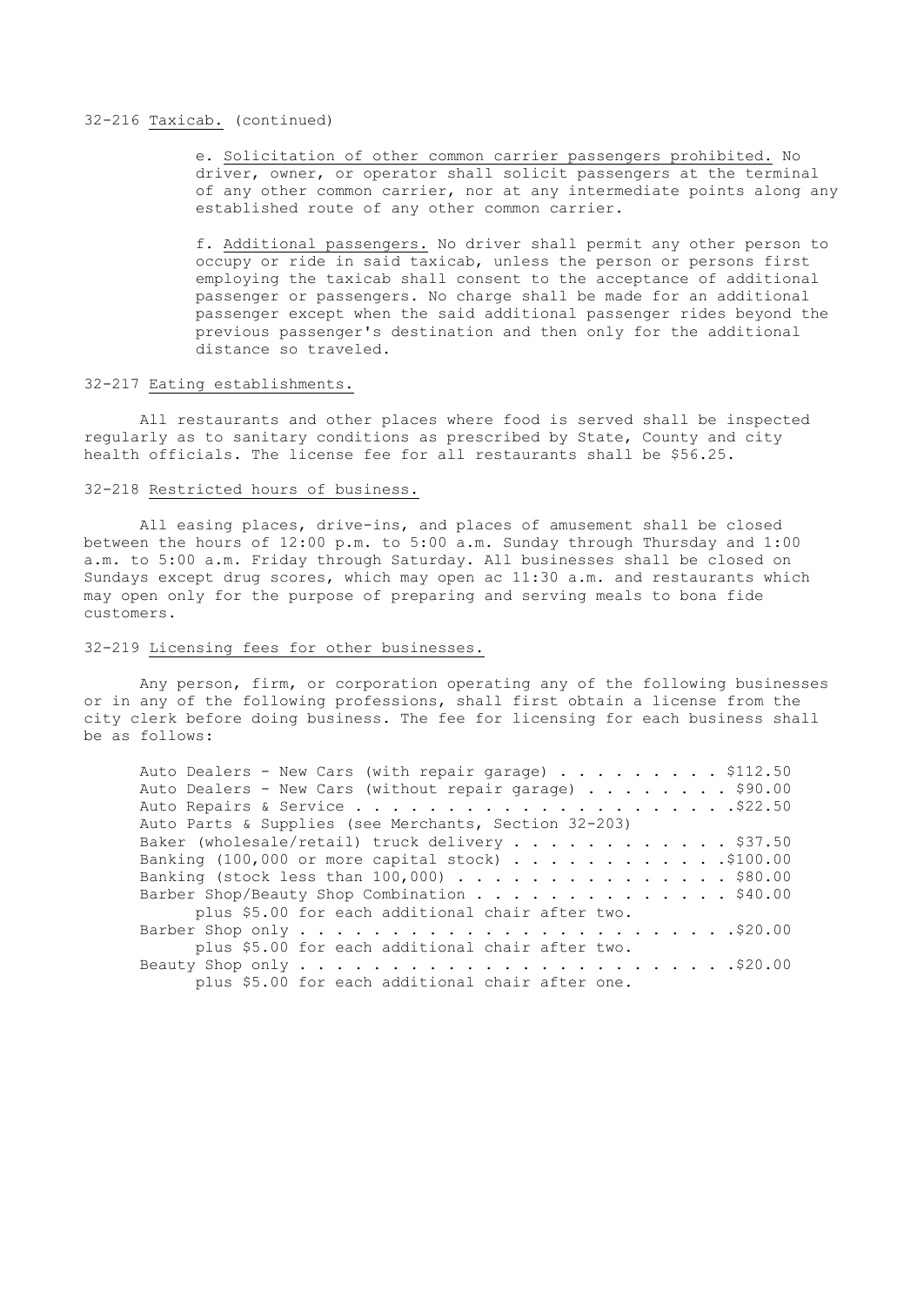32-216 Taxicab. (continued)

e. Solicitation of other common carrier passengers prohibited. No driver, owner, or operator shall solicit passengers at the terminal of any other common carrier, nor at any intermediate points along any established route of any other common carrier.

f. Additional passengers. No driver shall permit any other person to occupy or ride in said taxicab, unless the person or persons first employing the taxicab shall consent to the acceptance of additional passenger or passengers. No charge shall be made for an additional passenger except when the said additional passenger rides beyond the previous passenger's destination and then only for the additional distance so traveled.

32-217 Eating establishments.

All restaurants and other places where food is served shall be inspected regularly as to sanitary conditions as prescribed by State, County and city health officials. The license fee for all restaurants shall be $56.25.

32-218 Restricted hours of business.

All easing places, drive-ins, and places of amusement shall be closed between the hours of 12:00 p.m. to 5:00 a.m. Sunday through Thursday and 1:00 a.m. to 5:00 a.m. Friday through Saturday. All businesses shall be closed on Sundays except drug scores, which may open ac 11:30 a.m. and restaurants which may open only for the purpose of preparing and serving meals to bona fide customers.

32-219 Licensing fees for other businesses.

Any person, firm, or corporation operating any of the following businesses or in any of the following professions, shall first obtain a license from the city clerk before doing business. The fee for licensing for each business shall be as follows:

Auto Dealers - New Cars (with repair garage) . . . . . . . . . $112.50
Auto Dealers - New Cars (without repair garage) . . . . . . . . $90.00
Auto Repairs & Service . . . . . . . . . . . . . . . . . . . . .$22.50
Auto Parts & Supplies (see Merchants, Section 32-203)
Baker (wholesale/retail) truck delivery . . . . . . . . . . . . $37.50
Banking (100,000 or more capital stock) . . . . . . . . . . . .$100.00
Banking (stock less than 100,000) . . . . . . . . . . . . . . . $80.00
Barber Shop/Beauty Shop Combination . . . . . . . . . . . . . . $40.00
plus $5.00 for each additional chair after two.
Barber Shop only . . . . . . . . . . . . . . . . . . . . . . . .$20.00
plus $5.00 for each additional chair after two.
Beauty Shop only . . . . . . . . . . . . . . . . . . . . . . . .$20.00
plus $5.00 for each additional chair after one.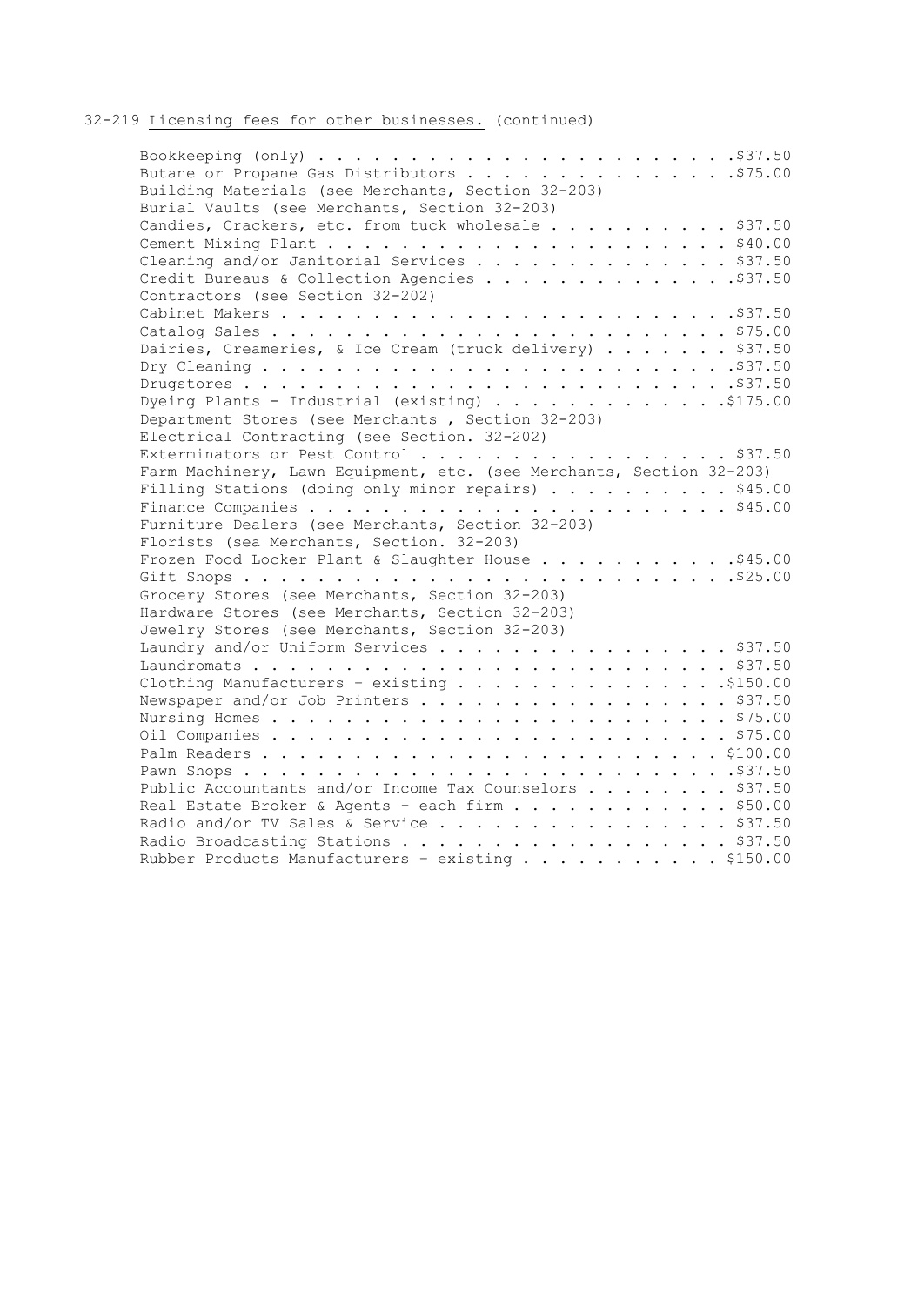32-219 Licensing fees for other businesses. (continued)

Bookkeeping (only) . . . . . . . . . . . . . . . . . . . . . . .$37.50
Butane or Propane Gas Distributors . . . . . . . . . . . . . . .$75.00
Building Materials (see Merchants, Section 32-203)
Burial Vaults (see Merchants, Section 32-203)
Candies, Crackers, etc. from tuck wholesale . . . . . . . . . . $37.50
Cement Mixing Plant . . . . . . . . . . . . . . . . . . . . . . $40.00
Cleaning and/or Janitorial Services . . . . . . . . . . . . . . $37.50
Credit Bureaus & Collection Agencies . . . . . . . . . . . . . .$37.50
Contractors (see Section 32-202)
Cabinet Makers . . . . . . . . . . . . . . . . . . . . . . . . .$37.50
Catalog Sales . . . . . . . . . . . . . . . . . . . . . . . . . $75.00
Dairies, Creameries, & Ice Cream (truck delivery) . . . . . . . $37.50
Dry Cleaning . . . . . . . . . . . . . . . . . . . . . . . . . .$37.50
Drugstores . . . . . . . . . . . . . . . . . . . . . . . . . . .$37.50
Dyeing Plants - Industrial (existing) . . . . . . . . . . . . .$175.00
Department Stores (see Merchants , Section 32-203)
Electrical Contracting (see Section. 32-202)
Exterminators or Pest Control . . . . . . . . . . . . . . . . . $37.50
Farm Machinery, Lawn Equipment, etc. (see Merchants, Section 32-203)
Filling Stations (doing only minor repairs) . . . . . . . . . . $45.00
Finance Companies . . . . . . . . . . . . . . . . . . . . . . . $45.00
Furniture Dealers (see Merchants, Section 32-203)
Florists (sea Merchants, Section. 32-203)
Frozen Food Locker Plant & Slaughter House . . . . . . . . . . .$45.00
Gift Shops . . . . . . . . . . . . . . . . . . . . . . . . . . .$25.00
Grocery Stores (see Merchants, Section 32-203)
Hardware Stores (see Merchants, Section 32-203)
Jewelry Stores (see Merchants, Section 32-203)
Laundry and/or Uniform Services . . . . . . . . . . . . . . . . $37.50
Laundromats . . . . . . . . . . . . . . . . . . . . . . . . . . $37.50
Clothing Manufacturers – existing . . . . . . . . . . . . . . .$150.00
Newspaper and/or Job Printers . . . . . . . . . . . . . . . . . $37.50
Nursing Homes . . . . . . . . . . . . . . . . . . . . . . . . . $75.00
Oil Companies . . . . . . . . . . . . . . . . . . . . . . . . . $75.00
Palm Readers . . . . . . . . . . . . . . . . . . . . . . . . . $100.00
Pawn Shops . . . . . . . . . . . . . . . . . . . . . . . . . . .$37.50
Public Accountants and/or Income Tax Counselors . . . . . . . . $37.50
Real Estate Broker & Agents - each firm . . . . . . . . . . . . $50.00
Radio and/or TV Sales & Service . . . . . . . . . . . . . . . . $37.50
Radio Broadcasting Stations . . . . . . . . . . . . . . . . . . $37.50
Rubber Products Manufacturers – existing . . . . . . . . . . . $150.00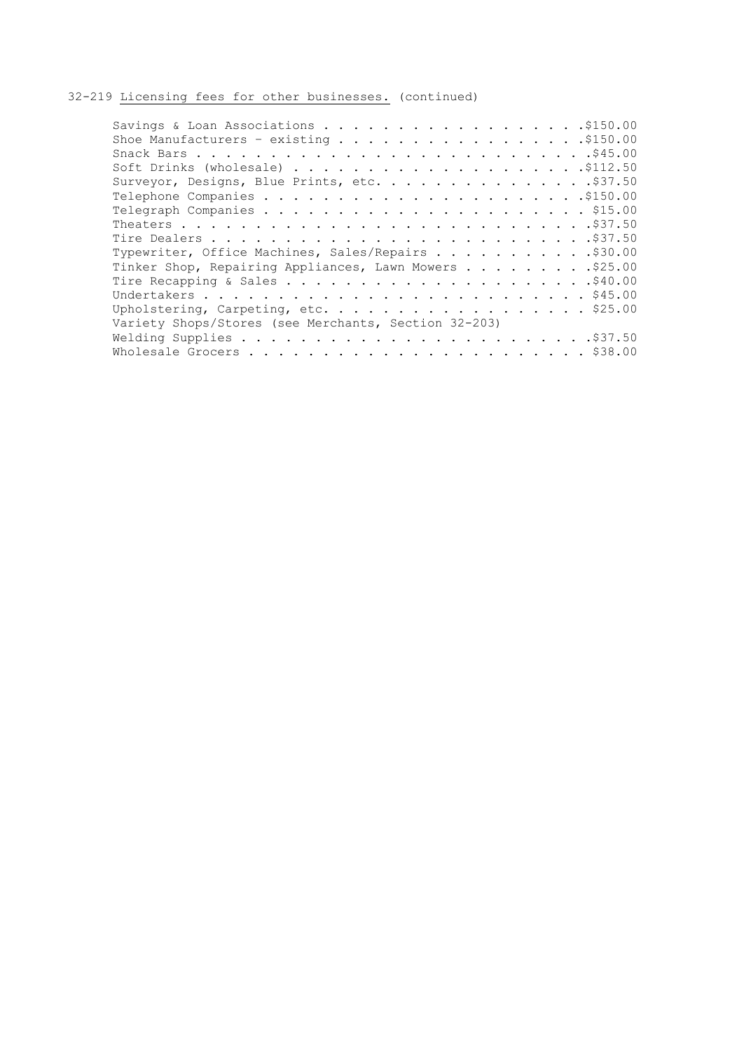32-219 Licensing fees for other businesses. (continued)

| Business | Fee |
| --- | --- |
| Savings & Loan Associations | $150.00 |
| Shoe Manufacturers – existing | $150.00 |
| Snack Bars | $45.00 |
| Soft Drinks (wholesale) | $112.50 |
| Surveyor, Designs, Blue Prints, etc. | $37.50 |
| Telephone Companies | $150.00 |
| Telegraph Companies | $15.00 |
| Theaters | $37.50 |
| Tire Dealers | $37.50 |
| Typewriter, Office Machines, Sales/Repairs | $30.00 |
| Tinker Shop, Repairing Appliances, Lawn Mowers | $25.00 |
| Tire Recapping & Sales | $40.00 |
| Undertakers | $45.00 |
| Upholstering, Carpeting, etc. | $25.00 |
| Variety Shops/Stores (see Merchants, Section 32-203) | |
| Welding Supplies | $37.50 |
| Wholesale Grocers | $38.00 |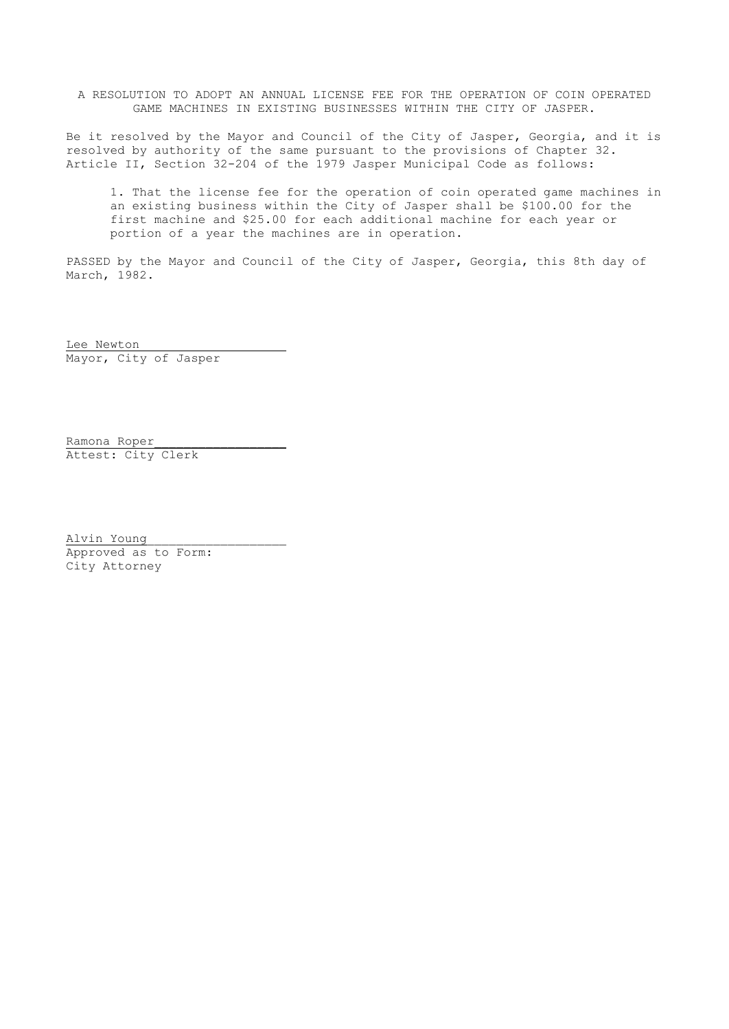A RESOLUTION TO ADOPT AN ANNUAL LICENSE FEE FOR THE OPERATION OF COIN OPERATED GAME MACHINES IN EXISTING BUSINESSES WITHIN THE CITY OF JASPER.

Be it resolved by the Mayor and Council of the City of Jasper, Georgia, and it is resolved by authority of the same pursuant to the provisions of Chapter 32. Article II, Section 32-204 of the 1979 Jasper Municipal Code as follows:

1. That the license fee for the operation of coin operated game machines in an existing business within the City of Jasper shall be $100.00 for the first machine and $25.00 for each additional machine for each year or portion of a year the machines are in operation.

PASSED by the Mayor and Council of the City of Jasper, Georgia, this 8th day of March, 1982.

Lee Newton
Mayor, City of Jasper

Ramona Roper
Attest: City Clerk

Alvin Young
Approved as to Form:
City Attorney